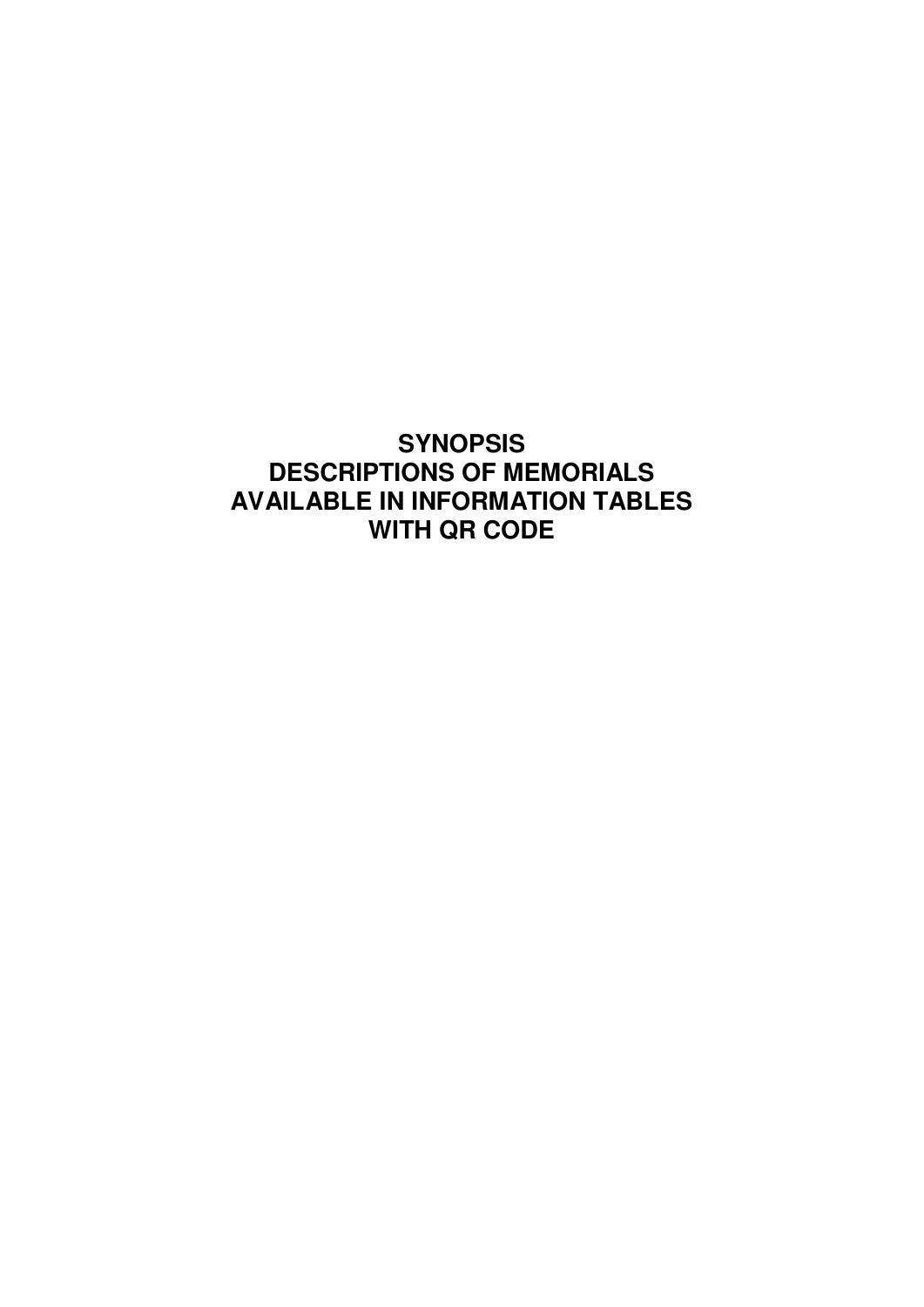# SYNOPSIS
# DESCRIPTIONS OF MEMORIALS
# AVAILABLE IN INFORMATION TABLES
# WITH QR CODE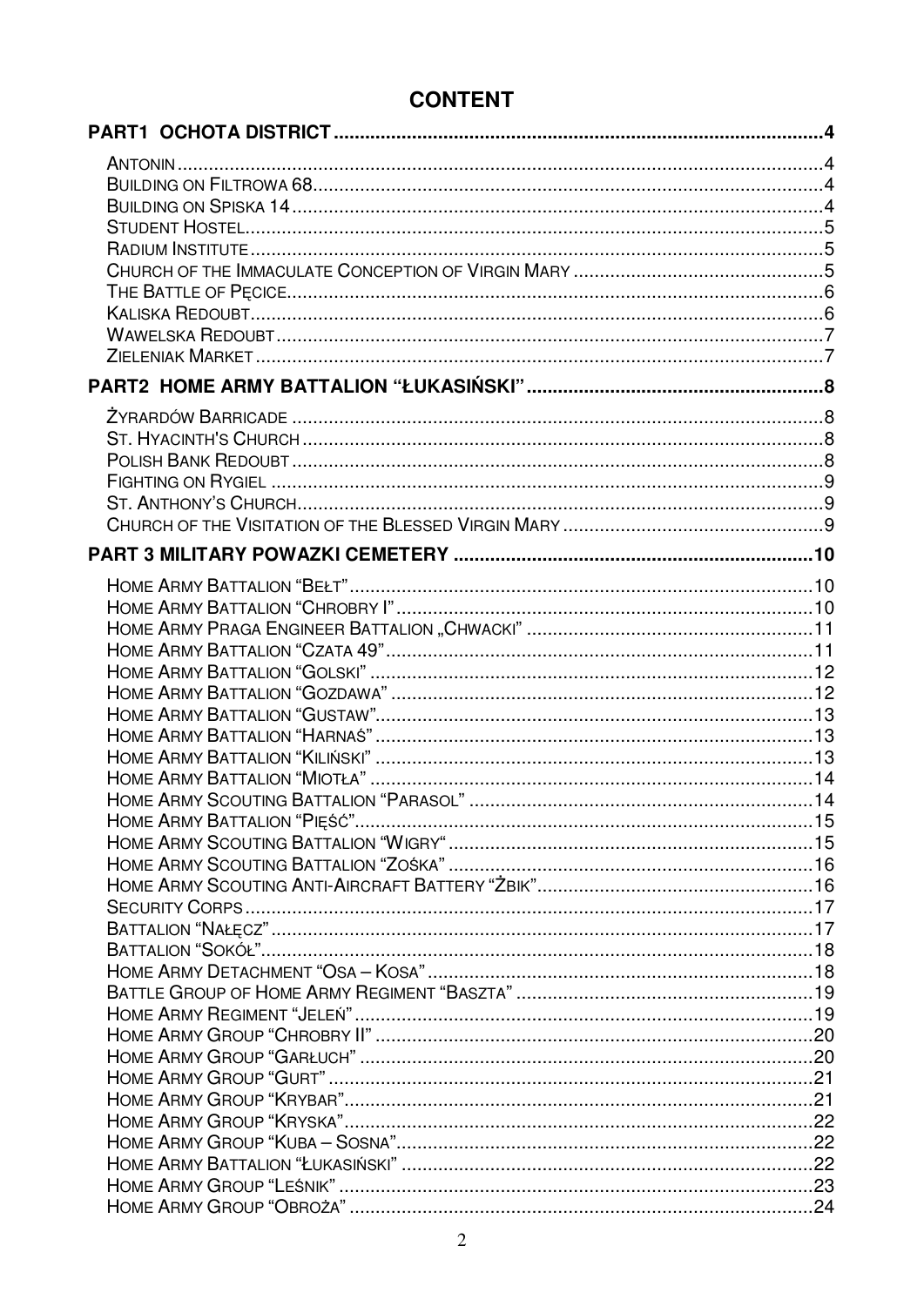# CONTENT

**PART1 OCHOTA DISTRICT** ..... 4

- Antonin ..... 4
- Building on Filtrowa 68 ..... 4
- Building on Spiska 14 ..... 4
- Student Hostel ..... 5
- Radium Institute ..... 5
- Church of the Immaculate Conception of Virgin Mary ..... 5
- The Battle of Pęcice ..... 6
- Kaliska Redoubt ..... 6
- Wawelska Redoubt ..... 7
- Zieleniak Market ..... 7

**PART2 HOME ARMY BATTALION "ŁUKASIŃSKI"** ..... 8

- Żyrardów Barricade ..... 8
- St. Hyacinth's Church ..... 8
- Polish Bank Redoubt ..... 8
- Fighting on Rygiel ..... 9
- St. Anthony's Church ..... 9
- Church of the Visitation of the Blessed Virgin Mary ..... 9

**PART 3 MILITARY POWAZKI CEMETERY** ..... 10

- Home Army Battalion "Bełt" ..... 10
- Home Army Battalion "Chrobry I" ..... 10
- Home Army Praga Engineer Battalion „Chwacki" ..... 11
- Home Army Battalion "Czata 49" ..... 11
- Home Army Battalion "Golski" ..... 12
- Home Army Battalion "Gozdawa" ..... 12
- Home Army Battalion "Gustaw" ..... 13
- Home Army Battalion "Harnaś" ..... 13
- Home Army Battalion "Kiliński" ..... 13
- Home Army Battalion "Miotła" ..... 14
- Home Army Scouting Battalion "Parasol" ..... 14
- Home Army Battalion "Pięść" ..... 15
- Home Army Scouting Battalion "Wigry" ..... 15
- Home Army Scouting Battalion "Zośka" ..... 16
- Home Army Scouting Anti-Aircraft Battery "Żbik" ..... 16
- Security Corps ..... 17
- Battalion "Nałęcz" ..... 17
- Battalion "Sokół" ..... 18
- Home Army Detachment "Osa – Kosa" ..... 18
- Battle Group of Home Army Regiment "Baszta" ..... 19
- Home Army Regiment "Jeleń" ..... 19
- Home Army Group "Chrobry II" ..... 20
- Home Army Group "Garłuch" ..... 20
- Home Army Group "Gurt" ..... 21
- Home Army Group "Krybar" ..... 21
- Home Army Group "Kryska" ..... 22
- Home Army Group "Kuba – Sosna" ..... 22
- Home Army Battalion "Łukasiński" ..... 22
- Home Army Group "Leśnik" ..... 23
- Home Army Group "Obroża" ..... 24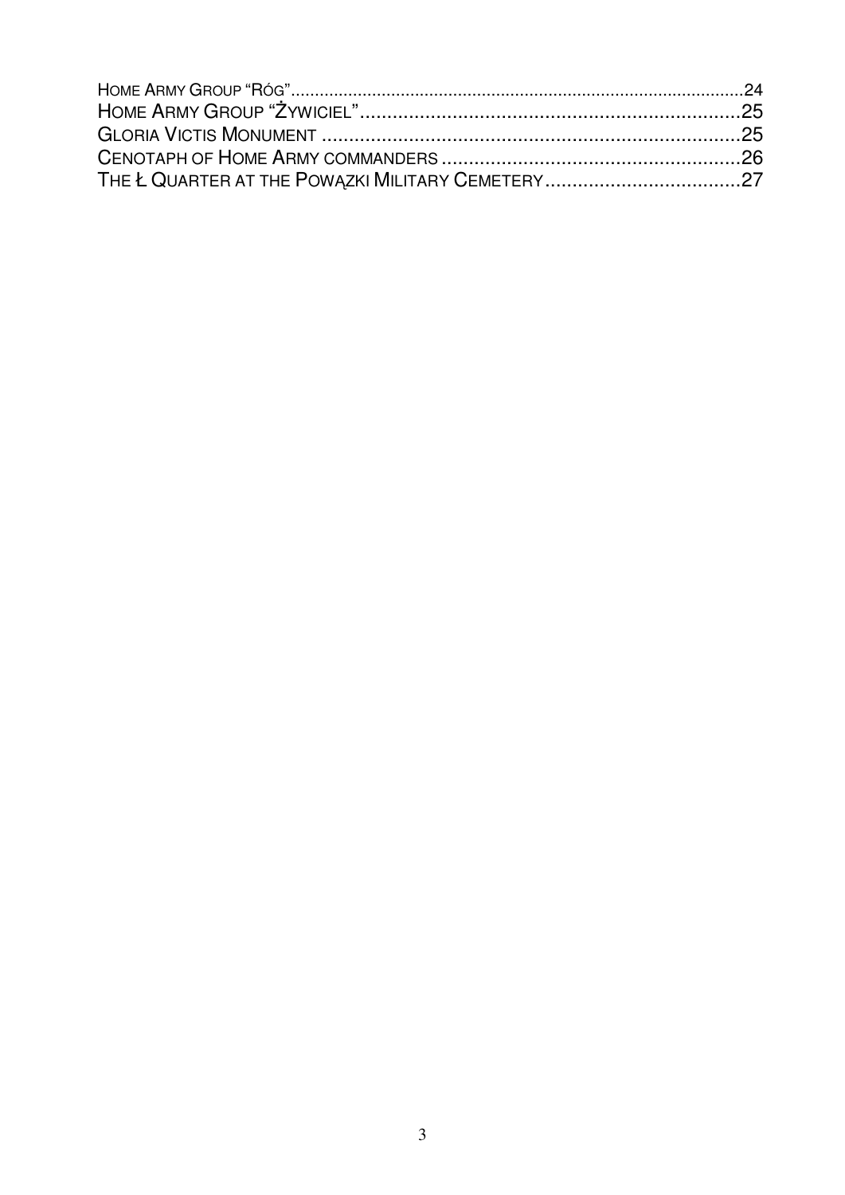Home Army Group “Róg”..........24
Home Army Group “Żywiciel”..........25
Gloria Victis Monument..........25
Cenotaph of Home Army commanders..........26
The Ł Quarter at the Powązki Military Cemetery..........27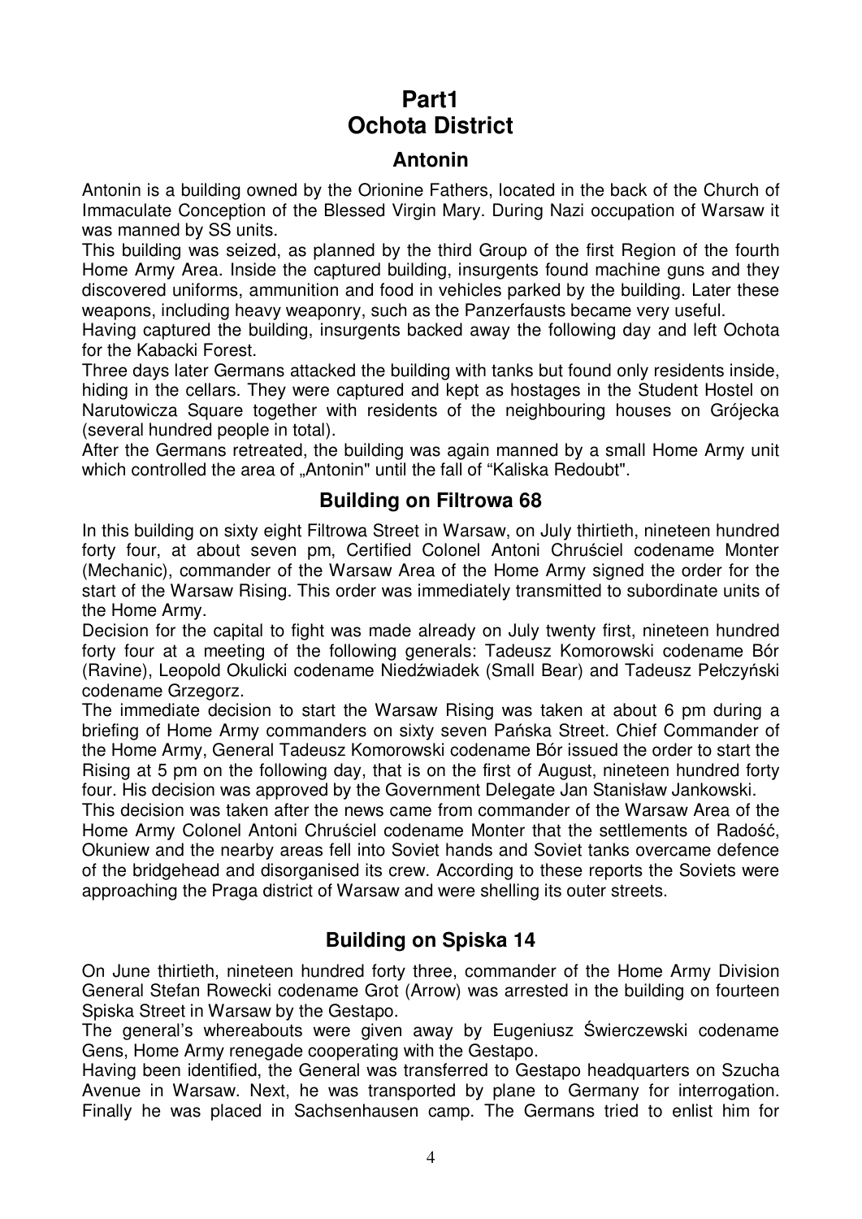# Part1
# Ochota District

## Antonin

Antonin is a building owned by the Orionine Fathers, located in the back of the Church of Immaculate Conception of the Blessed Virgin Mary. During Nazi occupation of Warsaw it was manned by SS units.

This building was seized, as planned by the third Group of the first Region of the fourth Home Army Area. Inside the captured building, insurgents found machine guns and they discovered uniforms, ammunition and food in vehicles parked by the building. Later these weapons, including heavy weaponry, such as the Panzerfausts became very useful.

Having captured the building, insurgents backed away the following day and left Ochota for the Kabacki Forest.

Three days later Germans attacked the building with tanks but found only residents inside, hiding in the cellars. They were captured and kept as hostages in the Student Hostel on Narutowicza Square together with residents of the neighbouring houses on Grójecka (several hundred people in total).

After the Germans retreated, the building was again manned by a small Home Army unit which controlled the area of „Antonin" until the fall of "Kaliska Redoubt".

## Building on Filtrowa 68

In this building on sixty eight Filtrowa Street in Warsaw, on July thirtieth, nineteen hundred forty four, at about seven pm, Certified Colonel Antoni Chruściel codename Monter (Mechanic), commander of the Warsaw Area of the Home Army signed the order for the start of the Warsaw Rising. This order was immediately transmitted to subordinate units of the Home Army.

Decision for the capital to fight was made already on July twenty first, nineteen hundred forty four at a meeting of the following generals: Tadeusz Komorowski codename Bór (Ravine), Leopold Okulicki codename Niedźwiadek (Small Bear) and Tadeusz Pełczyński codename Grzegorz.

The immediate decision to start the Warsaw Rising was taken at about 6 pm during a briefing of Home Army commanders on sixty seven Pańska Street. Chief Commander of the Home Army, General Tadeusz Komorowski codename Bór issued the order to start the Rising at 5 pm on the following day, that is on the first of August, nineteen hundred forty four. His decision was approved by the Government Delegate Jan Stanisław Jankowski.

This decision was taken after the news came from commander of the Warsaw Area of the Home Army Colonel Antoni Chruściel codename Monter that the settlements of Radość, Okuniew and the nearby areas fell into Soviet hands and Soviet tanks overcame defence of the bridgehead and disorganised its crew. According to these reports the Soviets were approaching the Praga district of Warsaw and were shelling its outer streets.

## Building on Spiska 14

On June thirtieth, nineteen hundred forty three, commander of the Home Army Division General Stefan Rowecki codename Grot (Arrow) was arrested in the building on fourteen Spiska Street in Warsaw by the Gestapo.

The general's whereabouts were given away by Eugeniusz Świerczewski codename Gens, Home Army renegade cooperating with the Gestapo.

Having been identified, the General was transferred to Gestapo headquarters on Szucha Avenue in Warsaw. Next, he was transported by plane to Germany for interrogation. Finally he was placed in Sachsenhausen camp. The Germans tried to enlist him for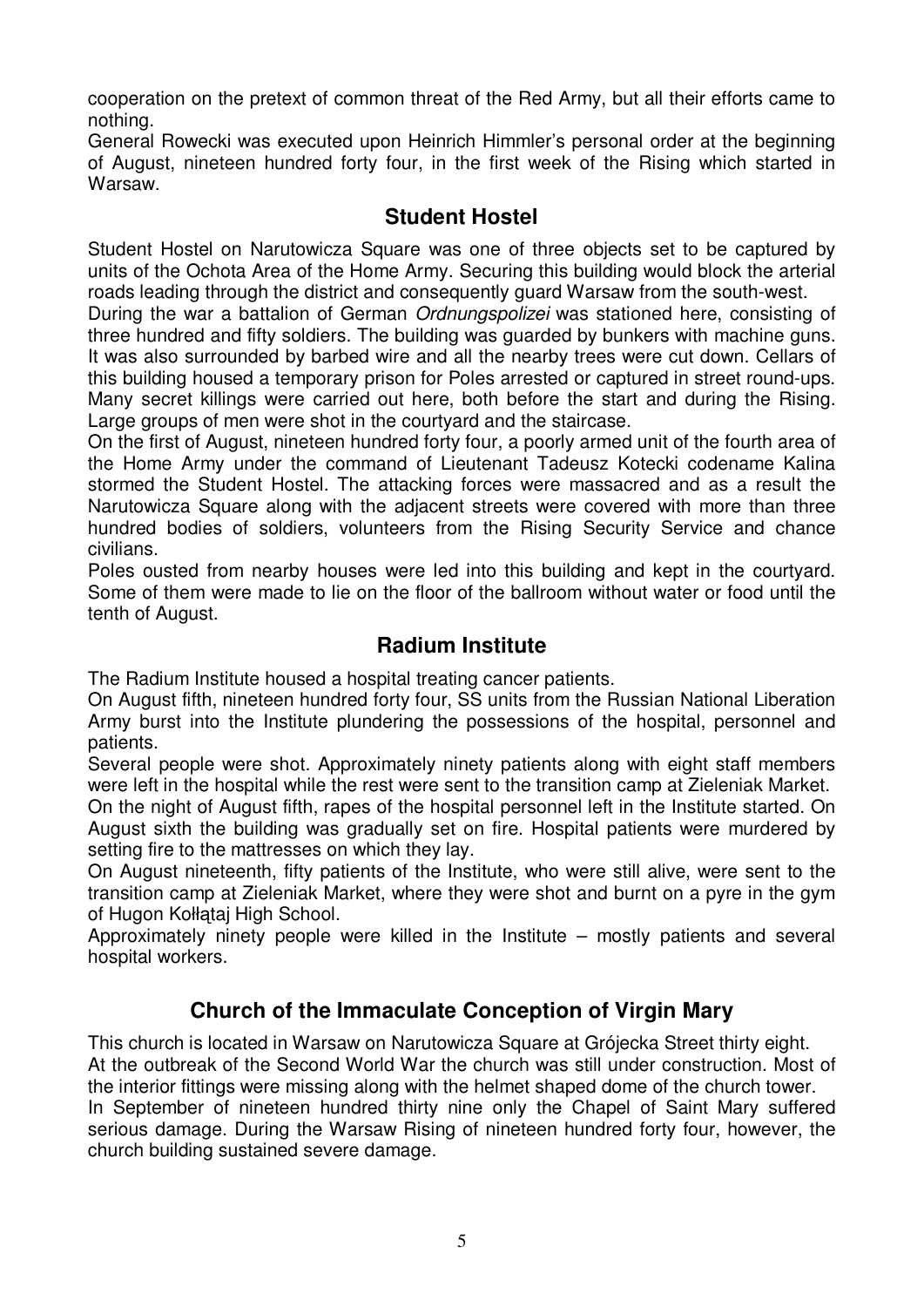cooperation on the pretext of common threat of the Red Army, but all their efforts came to nothing.

General Rowecki was executed upon Heinrich Himmler's personal order at the beginning of August, nineteen hundred forty four, in the first week of the Rising which started in Warsaw.

## Student Hostel

Student Hostel on Narutowicza Square was one of three objects set to be captured by units of the Ochota Area of the Home Army. Securing this building would block the arterial roads leading through the district and consequently guard Warsaw from the south-west.

During the war a battalion of German *Ordnungspolizei* was stationed here, consisting of three hundred and fifty soldiers. The building was guarded by bunkers with machine guns. It was also surrounded by barbed wire and all the nearby trees were cut down. Cellars of this building housed a temporary prison for Poles arrested or captured in street round-ups. Many secret killings were carried out here, both before the start and during the Rising. Large groups of men were shot in the courtyard and the staircase.

On the first of August, nineteen hundred forty four, a poorly armed unit of the fourth area of the Home Army under the command of Lieutenant Tadeusz Kotecki codename Kalina stormed the Student Hostel. The attacking forces were massacred and as a result the Narutowicza Square along with the adjacent streets were covered with more than three hundred bodies of soldiers, volunteers from the Rising Security Service and chance civilians.

Poles ousted from nearby houses were led into this building and kept in the courtyard. Some of them were made to lie on the floor of the ballroom without water or food until the tenth of August.

## Radium Institute

The Radium Institute housed a hospital treating cancer patients.

On August fifth, nineteen hundred forty four, SS units from the Russian National Liberation Army burst into the Institute plundering the possessions of the hospital, personnel and patients.

Several people were shot. Approximately ninety patients along with eight staff members were left in the hospital while the rest were sent to the transition camp at Zieleniak Market.

On the night of August fifth, rapes of the hospital personnel left in the Institute started. On August sixth the building was gradually set on fire. Hospital patients were murdered by setting fire to the mattresses on which they lay.

On August nineteenth, fifty patients of the Institute, who were still alive, were sent to the transition camp at Zieleniak Market, where they were shot and burnt on a pyre in the gym of Hugon Kołłątaj High School.

Approximately ninety people were killed in the Institute – mostly patients and several hospital workers.

## Church of the Immaculate Conception of Virgin Mary

This church is located in Warsaw on Narutowicza Square at Grójecka Street thirty eight.

At the outbreak of the Second World War the church was still under construction. Most of the interior fittings were missing along with the helmet shaped dome of the church tower.

In September of nineteen hundred thirty nine only the Chapel of Saint Mary suffered serious damage. During the Warsaw Rising of nineteen hundred forty four, however, the church building sustained severe damage.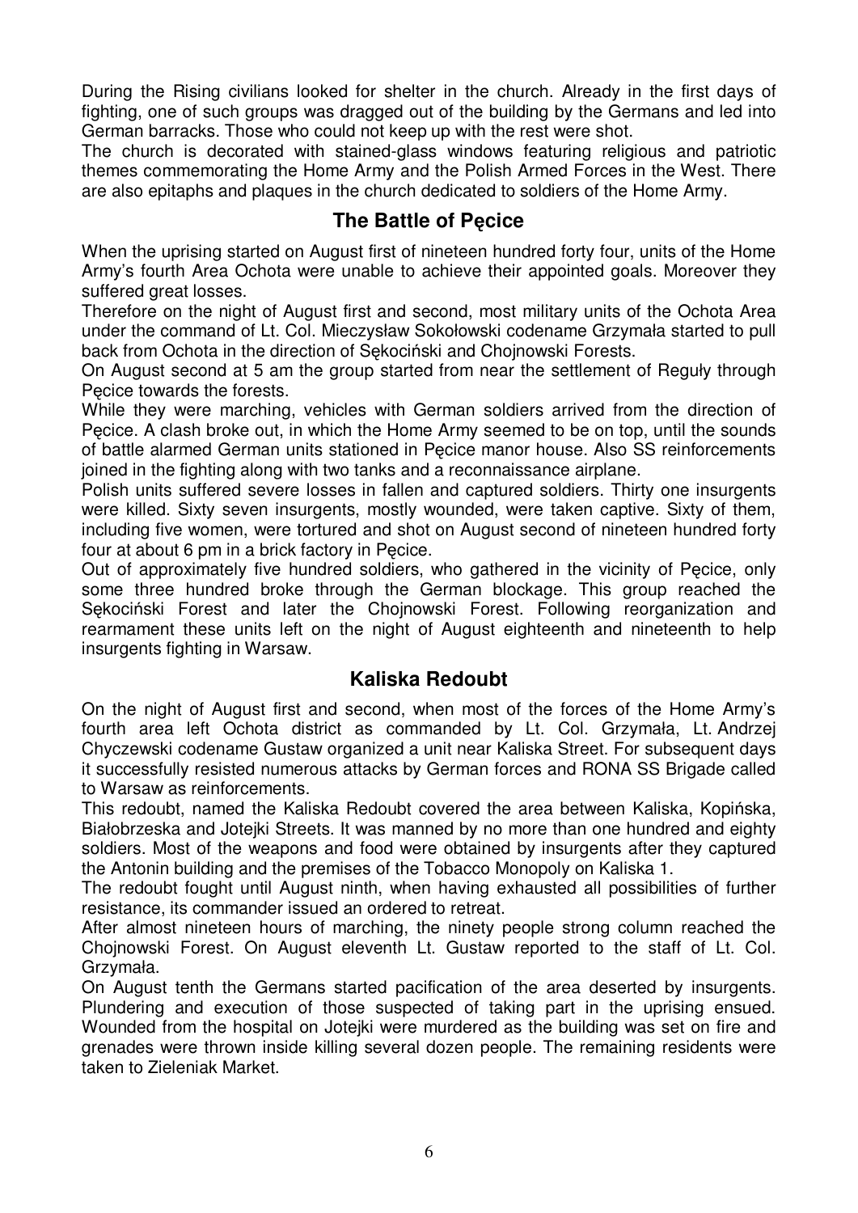During the Rising civilians looked for shelter in the church. Already in the first days of fighting, one of such groups was dragged out of the building by the Germans and led into German barracks. Those who could not keep up with the rest were shot.

The church is decorated with stained-glass windows featuring religious and patriotic themes commemorating the Home Army and the Polish Armed Forces in the West. There are also epitaphs and plaques in the church dedicated to soldiers of the Home Army.

## The Battle of Pęcice

When the uprising started on August first of nineteen hundred forty four, units of the Home Army's fourth Area Ochota were unable to achieve their appointed goals. Moreover they suffered great losses.

Therefore on the night of August first and second, most military units of the Ochota Area under the command of Lt. Col. Mieczysław Sokołowski codename Grzymała started to pull back from Ochota in the direction of Sękociński and Chojnowski Forests.

On August second at 5 am the group started from near the settlement of Reguły through Pęcice towards the forests.

While they were marching, vehicles with German soldiers arrived from the direction of Pęcice. A clash broke out, in which the Home Army seemed to be on top, until the sounds of battle alarmed German units stationed in Pęcice manor house. Also SS reinforcements joined in the fighting along with two tanks and a reconnaissance airplane.

Polish units suffered severe losses in fallen and captured soldiers. Thirty one insurgents were killed. Sixty seven insurgents, mostly wounded, were taken captive. Sixty of them, including five women, were tortured and shot on August second of nineteen hundred forty four at about 6 pm in a brick factory in Pęcice.

Out of approximately five hundred soldiers, who gathered in the vicinity of Pęcice, only some three hundred broke through the German blockage. This group reached the Sękociński Forest and later the Chojnowski Forest. Following reorganization and rearmament these units left on the night of August eighteenth and nineteenth to help insurgents fighting in Warsaw.

## Kaliska Redoubt

On the night of August first and second, when most of the forces of the Home Army's fourth area left Ochota district as commanded by Lt. Col. Grzymała, Lt. Andrzej Chyczewski codename Gustaw organized a unit near Kaliska Street. For subsequent days it successfully resisted numerous attacks by German forces and RONA SS Brigade called to Warsaw as reinforcements.

This redoubt, named the Kaliska Redoubt covered the area between Kaliska, Kopińska, Białobrzeska and Jotejki Streets. It was manned by no more than one hundred and eighty soldiers. Most of the weapons and food were obtained by insurgents after they captured the Antonin building and the premises of the Tobacco Monopoly on Kaliska 1.

The redoubt fought until August ninth, when having exhausted all possibilities of further resistance, its commander issued an ordered to retreat.

After almost nineteen hours of marching, the ninety people strong column reached the Chojnowski Forest. On August eleventh Lt. Gustaw reported to the staff of Lt. Col. Grzymała.

On August tenth the Germans started pacification of the area deserted by insurgents. Plundering and execution of those suspected of taking part in the uprising ensued. Wounded from the hospital on Jotejki were murdered as the building was set on fire and grenades were thrown inside killing several dozen people. The remaining residents were taken to Zieleniak Market.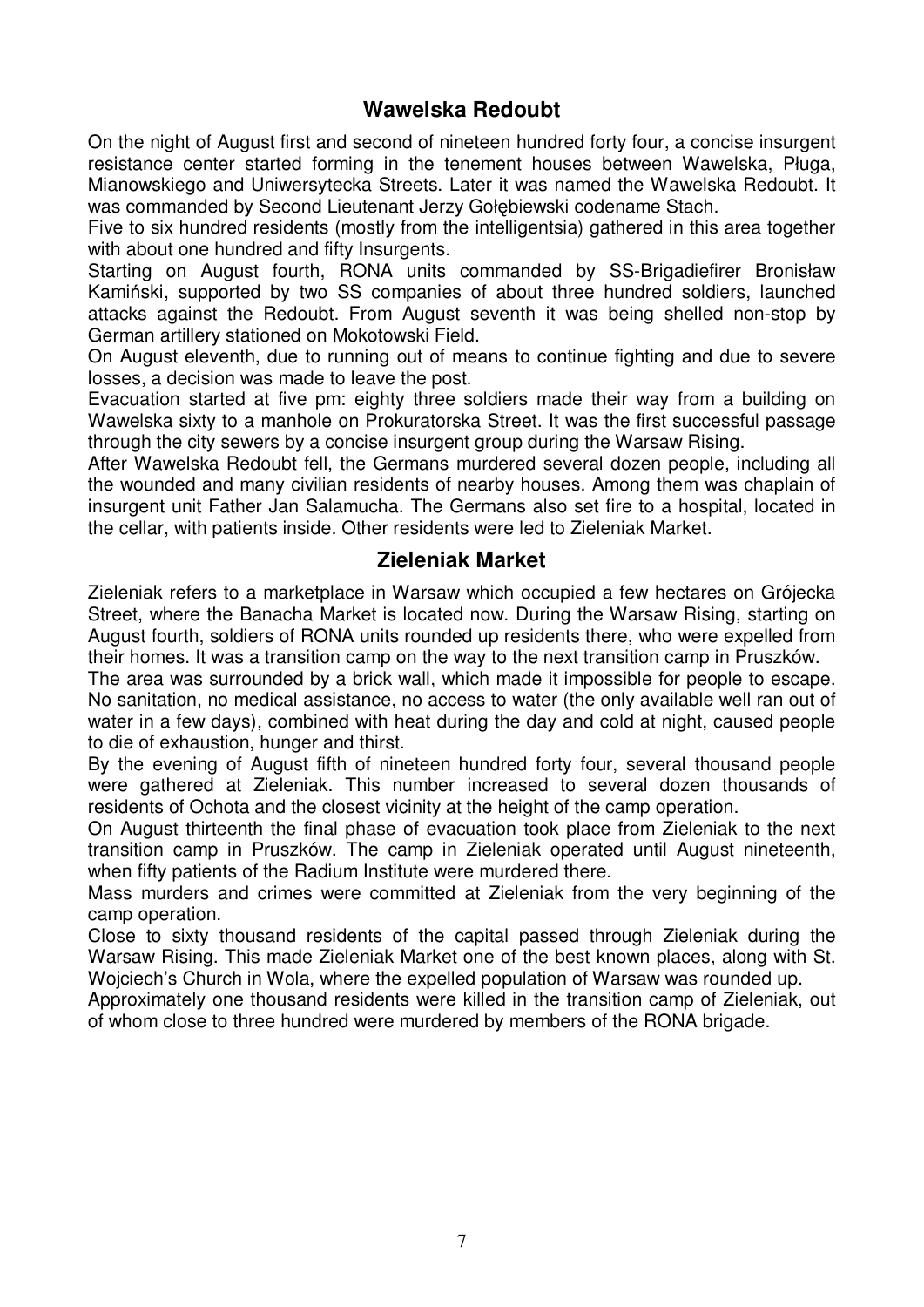## Wawelska Redoubt

On the night of August first and second of nineteen hundred forty four, a concise insurgent resistance center started forming in the tenement houses between Wawelska, Pługa, Mianowskiego and Uniwersytecka Streets. Later it was named the Wawelska Redoubt. It was commanded by Second Lieutenant Jerzy Gołębiewski codename Stach.

Five to six hundred residents (mostly from the intelligentsia) gathered in this area together with about one hundred and fifty Insurgents.

Starting on August fourth, RONA units commanded by SS-Brigadiefirer Bronisław Kamiński, supported by two SS companies of about three hundred soldiers, launched attacks against the Redoubt. From August seventh it was being shelled non-stop by German artillery stationed on Mokotowski Field.

On August eleventh, due to running out of means to continue fighting and due to severe losses, a decision was made to leave the post.

Evacuation started at five pm: eighty three soldiers made their way from a building on Wawelska sixty to a manhole on Prokuratorska Street. It was the first successful passage through the city sewers by a concise insurgent group during the Warsaw Rising.

After Wawelska Redoubt fell, the Germans murdered several dozen people, including all the wounded and many civilian residents of nearby houses. Among them was chaplain of insurgent unit Father Jan Salamucha. The Germans also set fire to a hospital, located in the cellar, with patients inside. Other residents were led to Zieleniak Market.

## Zieleniak Market

Zieleniak refers to a marketplace in Warsaw which occupied a few hectares on Grójecka Street, where the Banacha Market is located now. During the Warsaw Rising, starting on August fourth, soldiers of RONA units rounded up residents there, who were expelled from their homes. It was a transition camp on the way to the next transition camp in Pruszków.

The area was surrounded by a brick wall, which made it impossible for people to escape. No sanitation, no medical assistance, no access to water (the only available well ran out of water in a few days), combined with heat during the day and cold at night, caused people to die of exhaustion, hunger and thirst.

By the evening of August fifth of nineteen hundred forty four, several thousand people were gathered at Zieleniak. This number increased to several dozen thousands of residents of Ochota and the closest vicinity at the height of the camp operation.

On August thirteenth the final phase of evacuation took place from Zieleniak to the next transition camp in Pruszków. The camp in Zieleniak operated until August nineteenth, when fifty patients of the Radium Institute were murdered there.

Mass murders and crimes were committed at Zieleniak from the very beginning of the camp operation.

Close to sixty thousand residents of the capital passed through Zieleniak during the Warsaw Rising. This made Zieleniak Market one of the best known places, along with St. Wojciech's Church in Wola, where the expelled population of Warsaw was rounded up.

Approximately one thousand residents were killed in the transition camp of Zieleniak, out of whom close to three hundred were murdered by members of the RONA brigade.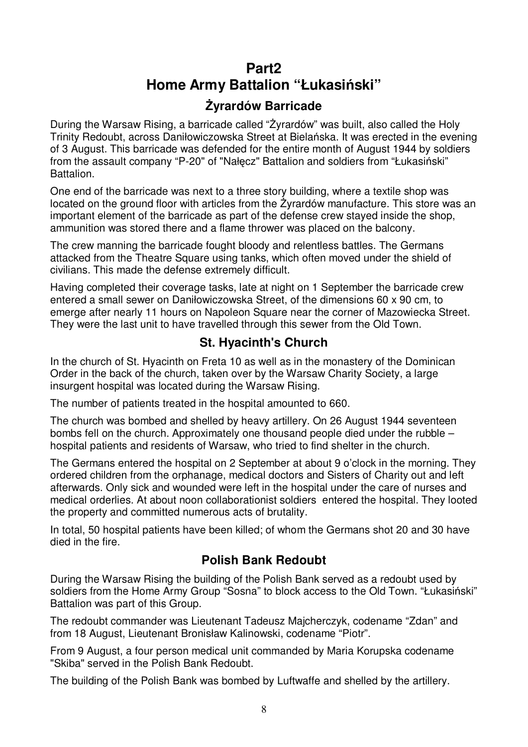# Part2
# Home Army Battalion "Łukasiński"

## Żyrardów Barricade

During the Warsaw Rising, a barricade called "Żyrardów" was built, also called the Holy Trinity Redoubt, across Daniłowiczowska Street at Bielańska. It was erected in the evening of 3 August. This barricade was defended for the entire month of August 1944 by soldiers from the assault company "P-20" of "Nałęcz" Battalion and soldiers from "Łukasiński" Battalion.

One end of the barricade was next to a three story building, where a textile shop was located on the ground floor with articles from the Żyrardów manufacture. This store was an important element of the barricade as part of the defense crew stayed inside the shop, ammunition was stored there and a flame thrower was placed on the balcony.

The crew manning the barricade fought bloody and relentless battles. The Germans attacked from the Theatre Square using tanks, which often moved under the shield of civilians. This made the defense extremely difficult.

Having completed their coverage tasks, late at night on 1 September the barricade crew entered a small sewer on Daniłowiczowska Street, of the dimensions 60 x 90 cm, to emerge after nearly 11 hours on Napoleon Square near the corner of Mazowiecka Street. They were the last unit to have travelled through this sewer from the Old Town.

## St. Hyacinth's Church

In the church of St. Hyacinth on Freta 10 as well as in the monastery of the Dominican Order in the back of the church, taken over by the Warsaw Charity Society, a large insurgent hospital was located during the Warsaw Rising.

The number of patients treated in the hospital amounted to 660.

The church was bombed and shelled by heavy artillery. On 26 August 1944 seventeen bombs fell on the church. Approximately one thousand people died under the rubble – hospital patients and residents of Warsaw, who tried to find shelter in the church.

The Germans entered the hospital on 2 September at about 9 o'clock in the morning. They ordered children from the orphanage, medical doctors and Sisters of Charity out and left afterwards. Only sick and wounded were left in the hospital under the care of nurses and medical orderlies. At about noon collaborationist soldiers entered the hospital. They looted the property and committed numerous acts of brutality.

In total, 50 hospital patients have been killed; of whom the Germans shot 20 and 30 have died in the fire.

## Polish Bank Redoubt

During the Warsaw Rising the building of the Polish Bank served as a redoubt used by soldiers from the Home Army Group "Sosna" to block access to the Old Town. "Łukasiński" Battalion was part of this Group.

The redoubt commander was Lieutenant Tadeusz Majcherczyk, codename "Zdan" and from 18 August, Lieutenant Bronisław Kalinowski, codename "Piotr".

From 9 August, a four person medical unit commanded by Maria Korupska codename "Skiba" served in the Polish Bank Redoubt.

The building of the Polish Bank was bombed by Luftwaffe and shelled by the artillery.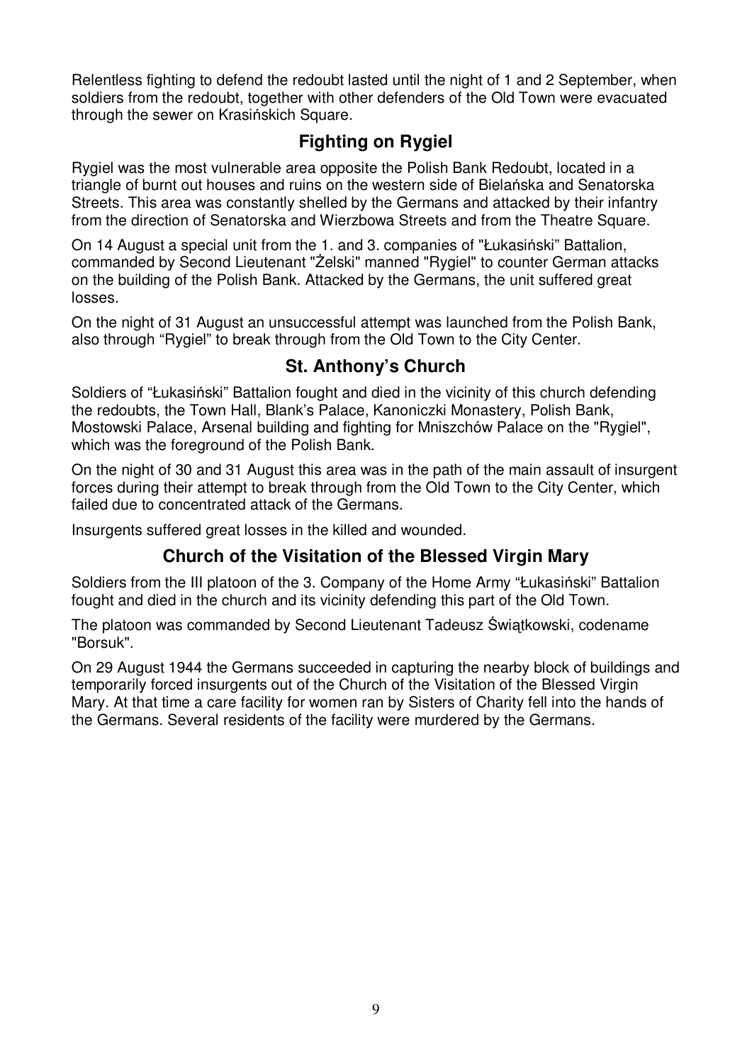Relentless fighting to defend the redoubt lasted until the night of 1 and 2 September, when soldiers from the redoubt, together with other defenders of the Old Town were evacuated through the sewer on Krasińskich Square.

## Fighting on Rygiel

Rygiel was the most vulnerable area opposite the Polish Bank Redoubt, located in a triangle of burnt out houses and ruins on the western side of Bielańska and Senatorska Streets. This area was constantly shelled by the Germans and attacked by their infantry from the direction of Senatorska and Wierzbowa Streets and from the Theatre Square.

On 14 August a special unit from the 1. and 3. companies of "Łukasiński" Battalion, commanded by Second Lieutenant "Żelski" manned "Rygiel" to counter German attacks on the building of the Polish Bank. Attacked by the Germans, the unit suffered great losses.

On the night of 31 August an unsuccessful attempt was launched from the Polish Bank, also through "Rygiel" to break through from the Old Town to the City Center.

## St. Anthony's Church

Soldiers of "Łukasiński" Battalion fought and died in the vicinity of this church defending the redoubts, the Town Hall, Blank's Palace, Kanoniczki Monastery, Polish Bank, Mostowski Palace, Arsenal building and fighting for Mniszchów Palace on the "Rygiel", which was the foreground of the Polish Bank.

On the night of 30 and 31 August this area was in the path of the main assault of insurgent forces during their attempt to break through from the Old Town to the City Center, which failed due to concentrated attack of the Germans.

Insurgents suffered great losses in the killed and wounded.

## Church of the Visitation of the Blessed Virgin Mary

Soldiers from the III platoon of the 3. Company of the Home Army "Łukasiński" Battalion fought and died in the church and its vicinity defending this part of the Old Town.

The platoon was commanded by Second Lieutenant Tadeusz Świątkowski, codename "Borsuk".

On 29 August 1944 the Germans succeeded in capturing the nearby block of buildings and temporarily forced insurgents out of the Church of the Visitation of the Blessed Virgin Mary. At that time a care facility for women ran by Sisters of Charity fell into the hands of the Germans. Several residents of the facility were murdered by the Germans.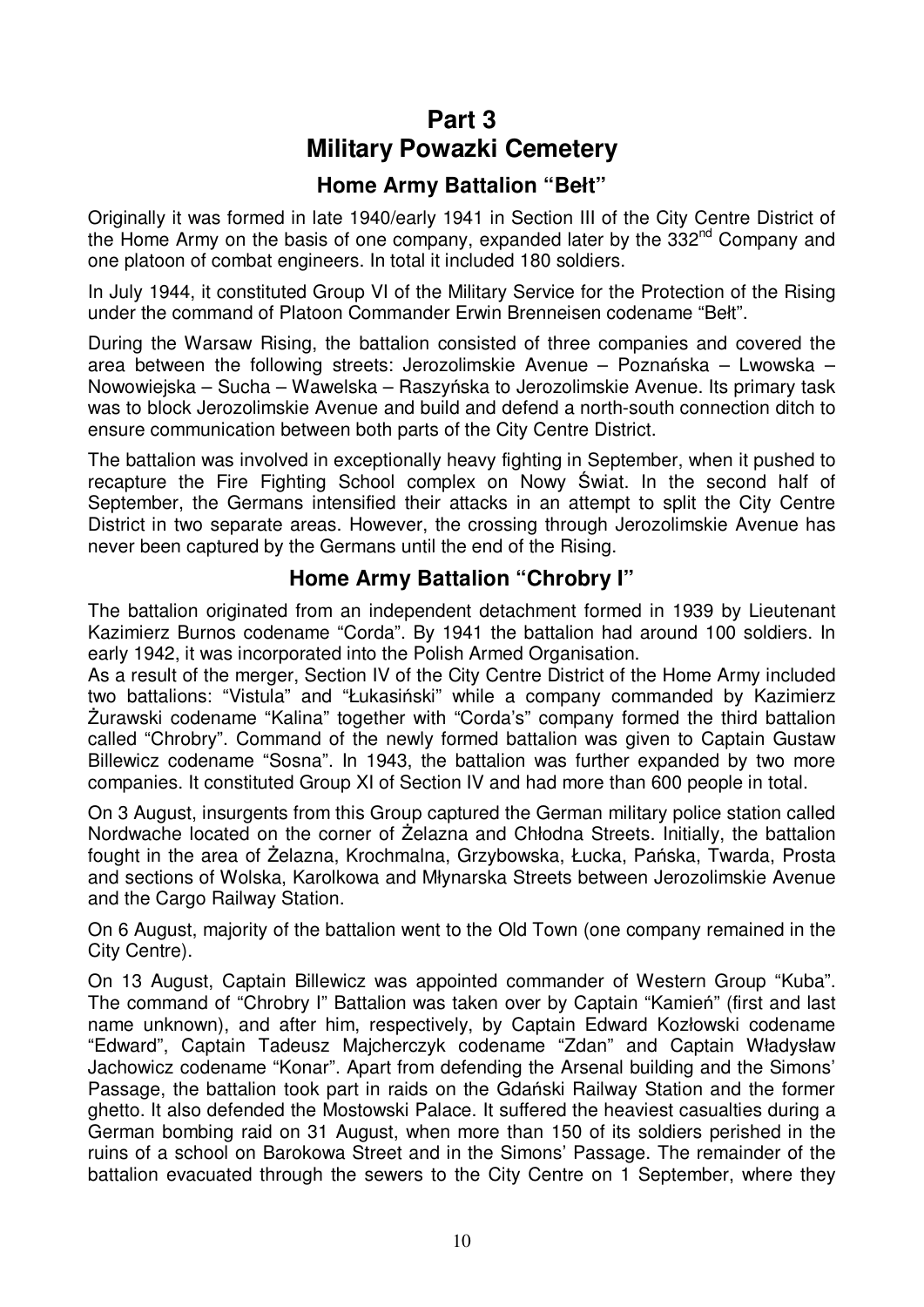# Part 3
# Military Powazki Cemetery

## Home Army Battalion "Bełt"

Originally it was formed in late 1940/early 1941 in Section III of the City Centre District of the Home Army on the basis of one company, expanded later by the 332nd Company and one platoon of combat engineers. In total it included 180 soldiers.

In July 1944, it constituted Group VI of the Military Service for the Protection of the Rising under the command of Platoon Commander Erwin Brenneisen codename "Bełt".

During the Warsaw Rising, the battalion consisted of three companies and covered the area between the following streets: Jerozolimskie Avenue – Poznańska – Lwowska – Nowowiejska – Sucha – Wawelska – Raszyńska to Jerozolimskie Avenue. Its primary task was to block Jerozolimskie Avenue and build and defend a north-south connection ditch to ensure communication between both parts of the City Centre District.

The battalion was involved in exceptionally heavy fighting in September, when it pushed to recapture the Fire Fighting School complex on Nowy Świat. In the second half of September, the Germans intensified their attacks in an attempt to split the City Centre District in two separate areas. However, the crossing through Jerozolimskie Avenue has never been captured by the Germans until the end of the Rising.

## Home Army Battalion "Chrobry I"

The battalion originated from an independent detachment formed in 1939 by Lieutenant Kazimierz Burnos codename "Corda". By 1941 the battalion had around 100 soldiers. In early 1942, it was incorporated into the Polish Armed Organisation.

As a result of the merger, Section IV of the City Centre District of the Home Army included two battalions: "Vistula" and "Łukasiński" while a company commanded by Kazimierz Żurawski codename "Kalina" together with "Corda's" company formed the third battalion called "Chrobry". Command of the newly formed battalion was given to Captain Gustaw Billewicz codename "Sosna". In 1943, the battalion was further expanded by two more companies. It constituted Group XI of Section IV and had more than 600 people in total.

On 3 August, insurgents from this Group captured the German military police station called Nordwache located on the corner of Żelazna and Chłodna Streets. Initially, the battalion fought in the area of Żelazna, Krochmalna, Grzybowska, Łucka, Pańska, Twarda, Prosta and sections of Wolska, Karolkowa and Młynarska Streets between Jerozolimskie Avenue and the Cargo Railway Station.

On 6 August, majority of the battalion went to the Old Town (one company remained in the City Centre).

On 13 August, Captain Billewicz was appointed commander of Western Group "Kuba". The command of "Chrobry I" Battalion was taken over by Captain "Kamień" (first and last name unknown), and after him, respectively, by Captain Edward Kozłowski codename "Edward", Captain Tadeusz Majcherczyk codename "Zdan" and Captain Władysław Jachowicz codename "Konar". Apart from defending the Arsenal building and the Simons' Passage, the battalion took part in raids on the Gdański Railway Station and the former ghetto. It also defended the Mostowski Palace. It suffered the heaviest casualties during a German bombing raid on 31 August, when more than 150 of its soldiers perished in the ruins of a school on Barokowa Street and in the Simons' Passage. The remainder of the battalion evacuated through the sewers to the City Centre on 1 September, where they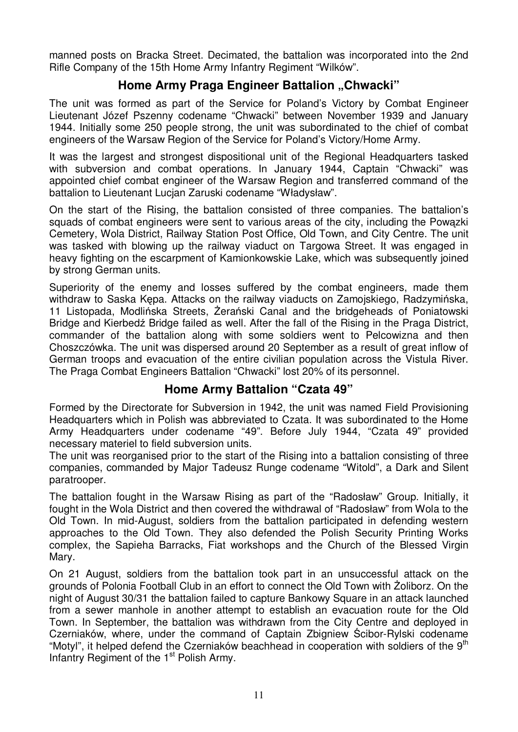manned posts on Bracka Street. Decimated, the battalion was incorporated into the 2nd Rifle Company of the 15th Home Army Infantry Regiment "Wilków".

## Home Army Praga Engineer Battalion „Chwacki"

The unit was formed as part of the Service for Poland's Victory by Combat Engineer Lieutenant Józef Pszenny codename "Chwacki" between November 1939 and January 1944. Initially some 250 people strong, the unit was subordinated to the chief of combat engineers of the Warsaw Region of the Service for Poland's Victory/Home Army.

It was the largest and strongest dispositional unit of the Regional Headquarters tasked with subversion and combat operations. In January 1944, Captain "Chwacki" was appointed chief combat engineer of the Warsaw Region and transferred command of the battalion to Lieutenant Lucjan Zaruski codename "Władysław".

On the start of the Rising, the battalion consisted of three companies. The battalion's squads of combat engineers were sent to various areas of the city, including the Powązki Cemetery, Wola District, Railway Station Post Office, Old Town, and City Centre. The unit was tasked with blowing up the railway viaduct on Targowa Street. It was engaged in heavy fighting on the escarpment of Kamionkowskie Lake, which was subsequently joined by strong German units.

Superiority of the enemy and losses suffered by the combat engineers, made them withdraw to Saska Kępa. Attacks on the railway viaducts on Zamojskiego, Radzymińska, 11 Listopada, Modlińska Streets, Żerański Canal and the bridgeheads of Poniatowski Bridge and Kierbedź Bridge failed as well. After the fall of the Rising in the Praga District, commander of the battalion along with some soldiers went to Pelcowizna and then Choszczówka. The unit was dispersed around 20 September as a result of great inflow of German troops and evacuation of the entire civilian population across the Vistula River. The Praga Combat Engineers Battalion "Chwacki" lost 20% of its personnel.

## Home Army Battalion "Czata 49"

Formed by the Directorate for Subversion in 1942, the unit was named Field Provisioning Headquarters which in Polish was abbreviated to Czata. It was subordinated to the Home Army Headquarters under codename "49". Before July 1944, "Czata 49" provided necessary materiel to field subversion units.

The unit was reorganised prior to the start of the Rising into a battalion consisting of three companies, commanded by Major Tadeusz Runge codename "Witold", a Dark and Silent paratrooper.

The battalion fought in the Warsaw Rising as part of the "Radosław" Group. Initially, it fought in the Wola District and then covered the withdrawal of "Radosław" from Wola to the Old Town. In mid-August, soldiers from the battalion participated in defending western approaches to the Old Town. They also defended the Polish Security Printing Works complex, the Sapieha Barracks, Fiat workshops and the Church of the Blessed Virgin Mary.

On 21 August, soldiers from the battalion took part in an unsuccessful attack on the grounds of Polonia Football Club in an effort to connect the Old Town with Żoliborz. On the night of August 30/31 the battalion failed to capture Bankowy Square in an attack launched from a sewer manhole in another attempt to establish an evacuation route for the Old Town. In September, the battalion was withdrawn from the City Centre and deployed in Czerniaków, where, under the command of Captain Zbigniew Ścibor-Rylski codename "Motyl", it helped defend the Czerniaków beachhead in cooperation with soldiers of the 9th Infantry Regiment of the 1st Polish Army.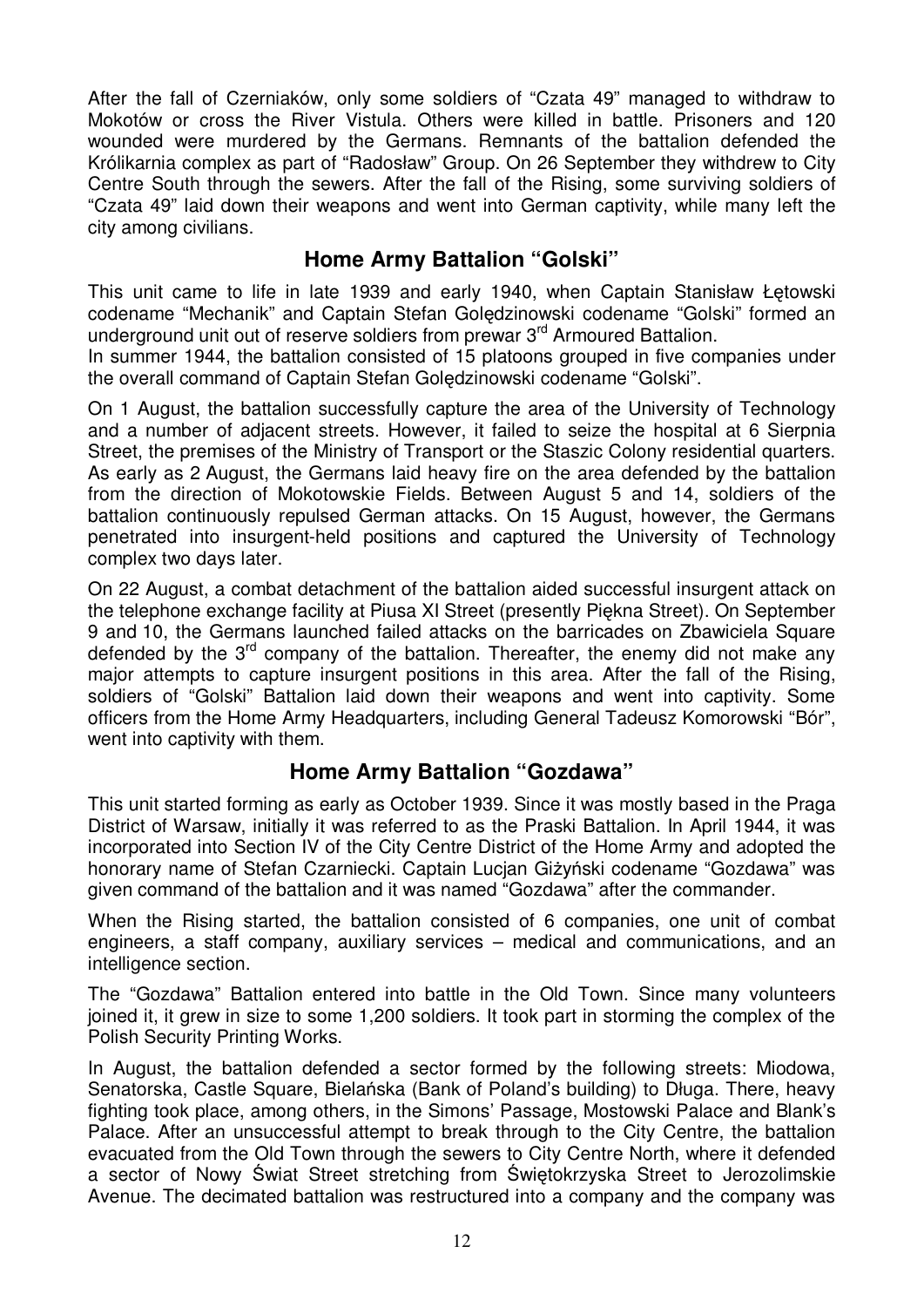After the fall of Czerniaków, only some soldiers of “Czata 49” managed to withdraw to Mokotów or cross the River Vistula. Others were killed in battle. Prisoners and 120 wounded were murdered by the Germans. Remnants of the battalion defended the Królikarnia complex as part of “Radosław” Group. On 26 September they withdrew to City Centre South through the sewers. After the fall of the Rising, some surviving soldiers of “Czata 49” laid down their weapons and went into German captivity, while many left the city among civilians.

## Home Army Battalion “Golski”

This unit came to life in late 1939 and early 1940, when Captain Stanisław Łętowski codename “Mechanik” and Captain Stefan Golędzinowski codename “Golski” formed an underground unit out of reserve soldiers from prewar 3rd Armoured Battalion.
In summer 1944, the battalion consisted of 15 platoons grouped in five companies under the overall command of Captain Stefan Golędzinowski codename “Golski”.

On 1 August, the battalion successfully capture the area of the University of Technology and a number of adjacent streets. However, it failed to seize the hospital at 6 Sierpnia Street, the premises of the Ministry of Transport or the Staszic Colony residential quarters. As early as 2 August, the Germans laid heavy fire on the area defended by the battalion from the direction of Mokotowskie Fields. Between August 5 and 14, soldiers of the battalion continuously repulsed German attacks. On 15 August, however, the Germans penetrated into insurgent-held positions and captured the University of Technology complex two days later.

On 22 August, a combat detachment of the battalion aided successful insurgent attack on the telephone exchange facility at Piusa XI Street (presently Piękna Street). On September 9 and 10, the Germans launched failed attacks on the barricades on Zbawiciela Square defended by the 3rd company of the battalion. Thereafter, the enemy did not make any major attempts to capture insurgent positions in this area. After the fall of the Rising, soldiers of “Golski” Battalion laid down their weapons and went into captivity. Some officers from the Home Army Headquarters, including General Tadeusz Komorowski “Bór”, went into captivity with them.

## Home Army Battalion “Gozdawa”

This unit started forming as early as October 1939. Since it was mostly based in the Praga District of Warsaw, initially it was referred to as the Praski Battalion. In April 1944, it was incorporated into Section IV of the City Centre District of the Home Army and adopted the honorary name of Stefan Czarniecki. Captain Lucjan Giżyński codename “Gozdawa” was given command of the battalion and it was named “Gozdawa” after the commander.

When the Rising started, the battalion consisted of 6 companies, one unit of combat engineers, a staff company, auxiliary services – medical and communications, and an intelligence section.

The “Gozdawa” Battalion entered into battle in the Old Town. Since many volunteers joined it, it grew in size to some 1,200 soldiers. It took part in storming the complex of the Polish Security Printing Works.

In August, the battalion defended a sector formed by the following streets: Miodowa, Senatorska, Castle Square, Bielańska (Bank of Poland’s building) to Długa. There, heavy fighting took place, among others, in the Simons’ Passage, Mostowski Palace and Blank’s Palace. After an unsuccessful attempt to break through to the City Centre, the battalion evacuated from the Old Town through the sewers to City Centre North, where it defended a sector of Nowy Świat Street stretching from Świętokrzyska Street to Jerozolimskie Avenue. The decimated battalion was restructured into a company and the company was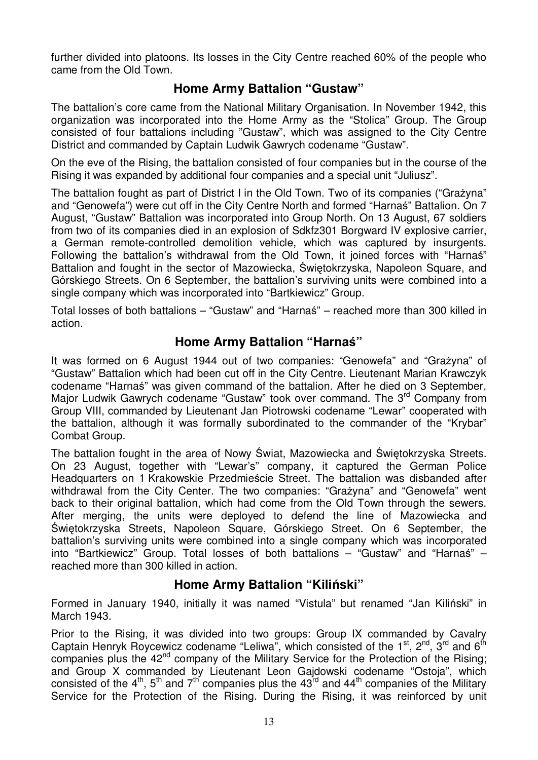further divided into platoons. Its losses in the City Centre reached 60% of the people who came from the Old Town.

## Home Army Battalion "Gustaw"

The battalion's core came from the National Military Organisation. In November 1942, this organization was incorporated into the Home Army as the "Stolica" Group. The Group consisted of four battalions including "Gustaw", which was assigned to the City Centre District and commanded by Captain Ludwik Gawrych codename "Gustaw".

On the eve of the Rising, the battalion consisted of four companies but in the course of the Rising it was expanded by additional four companies and a special unit "Juliusz".

The battalion fought as part of District I in the Old Town. Two of its companies ("Grażyna" and "Genowefa") were cut off in the City Centre North and formed "Harnaś" Battalion. On 7 August, "Gustaw" Battalion was incorporated into Group North. On 13 August, 67 soldiers from two of its companies died in an explosion of Sdkfz301 Borgward IV explosive carrier, a German remote-controlled demolition vehicle, which was captured by insurgents. Following the battalion's withdrawal from the Old Town, it joined forces with "Harnaś" Battalion and fought in the sector of Mazowiecka, Świętokrzyska, Napoleon Square, and Górskiego Streets. On 6 September, the battalion's surviving units were combined into a single company which was incorporated into "Bartkiewicz" Group.

Total losses of both battalions – "Gustaw" and "Harnaś" – reached more than 300 killed in action.

## Home Army Battalion "Harnaś"

It was formed on 6 August 1944 out of two companies: "Genowefa" and "Grażyna" of "Gustaw" Battalion which had been cut off in the City Centre. Lieutenant Marian Krawczyk codename "Harnaś" was given command of the battalion. After he died on 3 September, Major Ludwik Gawrych codename "Gustaw" took over command. The 3rd Company from Group VIII, commanded by Lieutenant Jan Piotrowski codename "Lewar" cooperated with the battalion, although it was formally subordinated to the commander of the "Krybar" Combat Group.

The battalion fought in the area of Nowy Świat, Mazowiecka and Świętokrzyska Streets. On 23 August, together with "Lewar's" company, it captured the German Police Headquarters on 1 Krakowskie Przedmieście Street. The battalion was disbanded after withdrawal from the City Center. The two companies: "Grażyna" and "Genowefa" went back to their original battalion, which had come from the Old Town through the sewers. After merging, the units were deployed to defend the line of Mazowiecka and Świętokrzyska Streets, Napoleon Square, Górskiego Street. On 6 September, the battalion's surviving units were combined into a single company which was incorporated into "Bartkiewicz" Group. Total losses of both battalions – "Gustaw" and "Harnaś" – reached more than 300 killed in action.

## Home Army Battalion "Kiliński"

Formed in January 1940, initially it was named "Vistula" but renamed "Jan Kiliński" in March 1943.

Prior to the Rising, it was divided into two groups: Group IX commanded by Cavalry Captain Henryk Roycewicz codename "Leliwa", which consisted of the 1st, 2nd, 3rd and 6th companies plus the 42nd company of the Military Service for the Protection of the Rising; and Group X commanded by Lieutenant Leon Gajdowski codename "Ostoja", which consisted of the 4th, 5th and 7th companies plus the 43rd and 44th companies of the Military Service for the Protection of the Rising. During the Rising, it was reinforced by unit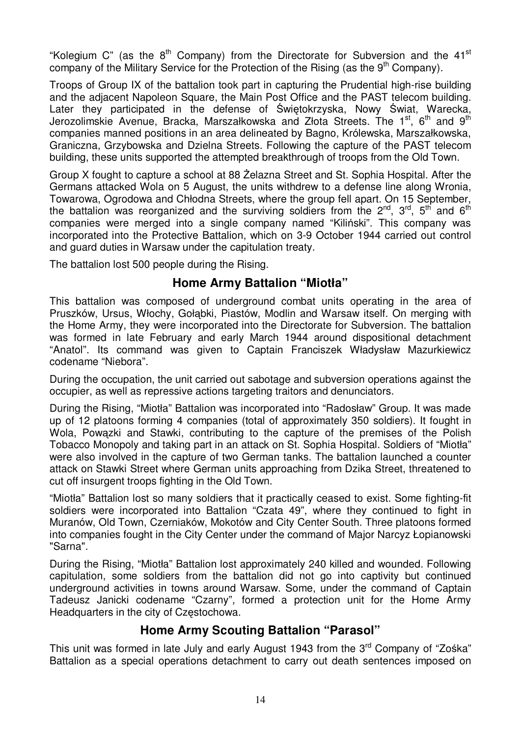"Kolegium C" (as the 8th Company) from the Directorate for Subversion and the 41st company of the Military Service for the Protection of the Rising (as the 9th Company).

Troops of Group IX of the battalion took part in capturing the Prudential high-rise building and the adjacent Napoleon Square, the Main Post Office and the PAST telecom building. Later they participated in the defense of Świętokrzyska, Nowy Świat, Warecka, Jerozolimskie Avenue, Bracka, Marszałkowska and Złota Streets. The 1st, 6th and 9th companies manned positions in an area delineated by Bagno, Królewska, Marszałkowska, Graniczna, Grzybowska and Dzielna Streets. Following the capture of the PAST telecom building, these units supported the attempted breakthrough of troops from the Old Town.

Group X fought to capture a school at 88 Żelazna Street and St. Sophia Hospital. After the Germans attacked Wola on 5 August, the units withdrew to a defense line along Wronia, Towarowa, Ogrodowa and Chłodna Streets, where the group fell apart. On 15 September, the battalion was reorganized and the surviving soldiers from the 2nd, 3rd, 5th and 6th companies were merged into a single company named "Kiliński". This company was incorporated into the Protective Battalion, which on 3-9 October 1944 carried out control and guard duties in Warsaw under the capitulation treaty.

The battalion lost 500 people during the Rising.

## Home Army Battalion "Miotła"

This battalion was composed of underground combat units operating in the area of Pruszków, Ursus, Włochy, Gołąbki, Piastów, Modlin and Warsaw itself. On merging with the Home Army, they were incorporated into the Directorate for Subversion. The battalion was formed in late February and early March 1944 around dispositional detachment "Anatol". Its command was given to Captain Franciszek Władysław Mazurkiewicz codename "Niebora".

During the occupation, the unit carried out sabotage and subversion operations against the occupier, as well as repressive actions targeting traitors and denunciators.

During the Rising, "Miotła" Battalion was incorporated into "Radosław" Group. It was made up of 12 platoons forming 4 companies (total of approximately 350 soldiers). It fought in Wola, Powązki and Stawki, contributing to the capture of the premises of the Polish Tobacco Monopoly and taking part in an attack on St. Sophia Hospital. Soldiers of "Miotła" were also involved in the capture of two German tanks. The battalion launched a counter attack on Stawki Street where German units approaching from Dzika Street, threatened to cut off insurgent troops fighting in the Old Town.

"Miotła" Battalion lost so many soldiers that it practically ceased to exist. Some fighting-fit soldiers were incorporated into Battalion "Czata 49", where they continued to fight in Muranów, Old Town, Czerniaków, Mokotów and City Center South. Three platoons formed into companies fought in the City Center under the command of Major Narcyz Łopianowski "Sarna".

During the Rising, "Miotła" Battalion lost approximately 240 killed and wounded. Following capitulation, some soldiers from the battalion did not go into captivity but continued underground activities in towns around Warsaw. Some, under the command of Captain Tadeusz Janicki codename "Czarny", formed a protection unit for the Home Army Headquarters in the city of Częstochowa.

## Home Army Scouting Battalion "Parasol"

This unit was formed in late July and early August 1943 from the 3rd Company of "Zośka" Battalion as a special operations detachment to carry out death sentences imposed on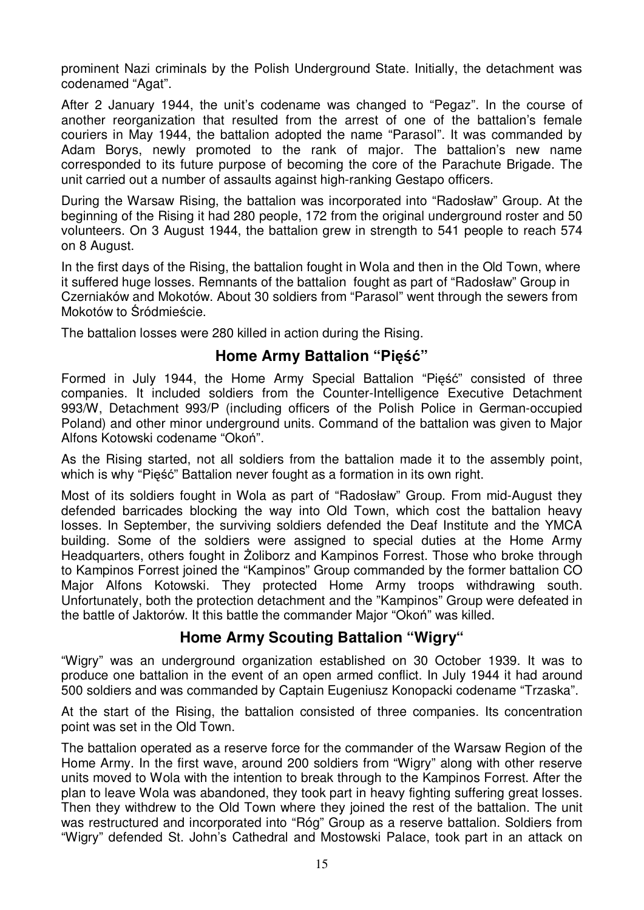prominent Nazi criminals by the Polish Underground State. Initially, the detachment was codenamed "Agat".

After 2 January 1944, the unit's codename was changed to "Pegaz". In the course of another reorganization that resulted from the arrest of one of the battalion's female couriers in May 1944, the battalion adopted the name "Parasol". It was commanded by Adam Borys, newly promoted to the rank of major. The battalion's new name corresponded to its future purpose of becoming the core of the Parachute Brigade. The unit carried out a number of assaults against high-ranking Gestapo officers.

During the Warsaw Rising, the battalion was incorporated into "Radosław" Group. At the beginning of the Rising it had 280 people, 172 from the original underground roster and 50 volunteers. On 3 August 1944, the battalion grew in strength to 541 people to reach 574 on 8 August.

In the first days of the Rising, the battalion fought in Wola and then in the Old Town, where it suffered huge losses. Remnants of the battalion fought as part of "Radosław" Group in Czerniaków and Mokotów. About 30 soldiers from "Parasol" went through the sewers from Mokotów to Śródmieście.

The battalion losses were 280 killed in action during the Rising.

## Home Army Battalion "Pięść"

Formed in July 1944, the Home Army Special Battalion "Pięść" consisted of three companies. It included soldiers from the Counter-Intelligence Executive Detachment 993/W, Detachment 993/P (including officers of the Polish Police in German-occupied Poland) and other minor underground units. Command of the battalion was given to Major Alfons Kotowski codename "Okoń".

As the Rising started, not all soldiers from the battalion made it to the assembly point, which is why "Pięść" Battalion never fought as a formation in its own right.

Most of its soldiers fought in Wola as part of "Radosław" Group. From mid-August they defended barricades blocking the way into Old Town, which cost the battalion heavy losses. In September, the surviving soldiers defended the Deaf Institute and the YMCA building. Some of the soldiers were assigned to special duties at the Home Army Headquarters, others fought in Żoliborz and Kampinos Forrest. Those who broke through to Kampinos Forrest joined the "Kampinos" Group commanded by the former battalion CO Major Alfons Kotowski. They protected Home Army troops withdrawing south. Unfortunately, both the protection detachment and the "Kampinos" Group were defeated in the battle of Jaktorów. It this battle the commander Major "Okoń" was killed.

## Home Army Scouting Battalion "Wigry"

"Wigry" was an underground organization established on 30 October 1939. It was to produce one battalion in the event of an open armed conflict. In July 1944 it had around 500 soldiers and was commanded by Captain Eugeniusz Konopacki codename "Trzaska".

At the start of the Rising, the battalion consisted of three companies. Its concentration point was set in the Old Town.

The battalion operated as a reserve force for the commander of the Warsaw Region of the Home Army. In the first wave, around 200 soldiers from "Wigry" along with other reserve units moved to Wola with the intention to break through to the Kampinos Forrest. After the plan to leave Wola was abandoned, they took part in heavy fighting suffering great losses. Then they withdrew to the Old Town where they joined the rest of the battalion. The unit was restructured and incorporated into "Róg" Group as a reserve battalion. Soldiers from "Wigry" defended St. John's Cathedral and Mostowski Palace, took part in an attack on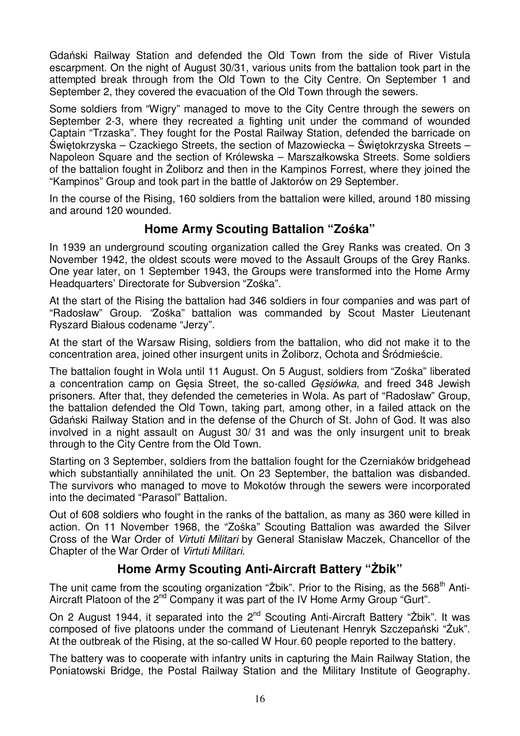Gdański Railway Station and defended the Old Town from the side of River Vistula escarpment. On the night of August 30/31, various units from the battalion took part in the attempted break through from the Old Town to the City Centre. On September 1 and September 2, they covered the evacuation of the Old Town through the sewers.

Some soldiers from "Wigry" managed to move to the City Centre through the sewers on September 2-3, where they recreated a fighting unit under the command of wounded Captain "Trzaska". They fought for the Postal Railway Station, defended the barricade on Świętokrzyska – Czackiego Streets, the section of Mazowiecka – Świętokrzyska Streets – Napoleon Square and the section of Królewska – Marszałkowska Streets. Some soldiers of the battalion fought in Żoliborz and then in the Kampinos Forrest, where they joined the "Kampinos" Group and took part in the battle of Jaktorów on 29 September.

In the course of the Rising, 160 soldiers from the battalion were killed, around 180 missing and around 120 wounded.

## Home Army Scouting Battalion "Zośka"

In 1939 an underground scouting organization called the Grey Ranks was created. On 3 November 1942, the oldest scouts were moved to the Assault Groups of the Grey Ranks. One year later, on 1 September 1943, the Groups were transformed into the Home Army Headquarters' Directorate for Subversion "Zośka".

At the start of the Rising the battalion had 346 soldiers in four companies and was part of "Radosław" Group. "Zośka" battalion was commanded by Scout Master Lieutenant Ryszard Białous codename "Jerzy".

At the start of the Warsaw Rising, soldiers from the battalion, who did not make it to the concentration area, joined other insurgent units in Żoliborz, Ochota and Śródmieście.

The battalion fought in Wola until 11 August. On 5 August, soldiers from "Zośka" liberated a concentration camp on Gęsia Street, the so-called *Gęsiówka*, and freed 348 Jewish prisoners. After that, they defended the cemeteries in Wola. As part of "Radosław" Group, the battalion defended the Old Town, taking part, among other, in a failed attack on the Gdański Railway Station and in the defense of the Church of St. John of God. It was also involved in a night assault on August 30/ 31 and was the only insurgent unit to break through to the City Centre from the Old Town.

Starting on 3 September, soldiers from the battalion fought for the Czerniaków bridgehead which substantially annihilated the unit. On 23 September, the battalion was disbanded. The survivors who managed to move to Mokotów through the sewers were incorporated into the decimated "Parasol" Battalion.

Out of 608 soldiers who fought in the ranks of the battalion, as many as 360 were killed in action. On 11 November 1968, the "Zośka" Scouting Battalion was awarded the Silver Cross of the War Order of *Virtuti Militari* by General Stanisław Maczek, Chancellor of the Chapter of the War Order of *Virtuti Militari*.

## Home Army Scouting Anti-Aircraft Battery "Żbik"

The unit came from the scouting organization "Żbik". Prior to the Rising, as the 568th Anti-Aircraft Platoon of the 2nd Company it was part of the IV Home Army Group "Gurt".

On 2 August 1944, it separated into the 2nd Scouting Anti-Aircraft Battery "Żbik". It was composed of five platoons under the command of Lieutenant Henryk Szczepański "Żuk". At the outbreak of the Rising, at the so-called W Hour, 60 people reported to the battery.

The battery was to cooperate with infantry units in capturing the Main Railway Station, the Poniatowski Bridge, the Postal Railway Station and the Military Institute of Geography.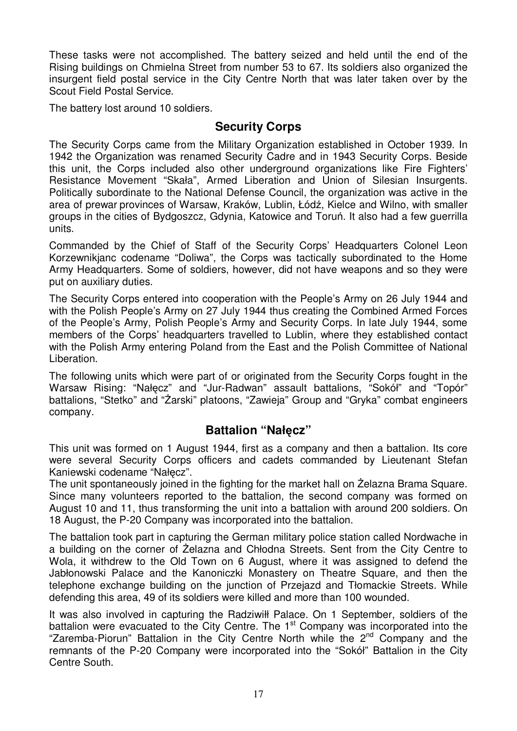These tasks were not accomplished. The battery seized and held until the end of the Rising buildings on Chmielna Street from number 53 to 67. Its soldiers also organized the insurgent field postal service in the City Centre North that was later taken over by the Scout Field Postal Service.

The battery lost around 10 soldiers.

## Security Corps

The Security Corps came from the Military Organization established in October 1939. In 1942 the Organization was renamed Security Cadre and in 1943 Security Corps. Beside this unit, the Corps included also other underground organizations like Fire Fighters' Resistance Movement "Skała", Armed Liberation and Union of Silesian Insurgents. Politically subordinate to the National Defense Council, the organization was active in the area of prewar provinces of Warsaw, Kraków, Lublin, Łódź, Kielce and Wilno, with smaller groups in the cities of Bydgoszcz, Gdynia, Katowice and Toruń. It also had a few guerrilla units.

Commanded by the Chief of Staff of the Security Corps' Headquarters Colonel Leon Korzewnikjanc codename "Doliwa", the Corps was tactically subordinated to the Home Army Headquarters. Some of soldiers, however, did not have weapons and so they were put on auxiliary duties.

The Security Corps entered into cooperation with the People's Army on 26 July 1944 and with the Polish People's Army on 27 July 1944 thus creating the Combined Armed Forces of the People's Army, Polish People's Army and Security Corps. In late July 1944, some members of the Corps' headquarters travelled to Lublin, where they established contact with the Polish Army entering Poland from the East and the Polish Committee of National Liberation.

The following units which were part of or originated from the Security Corps fought in the Warsaw Rising: "Nałęcz" and "Jur-Radwan" assault battalions, "Sokół" and "Topór" battalions, "Stetko" and "Żarski" platoons, "Zawieja" Group and "Gryka" combat engineers company.

## Battalion "Nałęcz"

This unit was formed on 1 August 1944, first as a company and then a battalion. Its core were several Security Corps officers and cadets commanded by Lieutenant Stefan Kaniewski codename "Nałęcz".
The unit spontaneously joined in the fighting for the market hall on Żelazna Brama Square. Since many volunteers reported to the battalion, the second company was formed on August 10 and 11, thus transforming the unit into a battalion with around 200 soldiers. On 18 August, the P-20 Company was incorporated into the battalion.

The battalion took part in capturing the German military police station called Nordwache in a building on the corner of Żelazna and Chłodna Streets. Sent from the City Centre to Wola, it withdrew to the Old Town on 6 August, where it was assigned to defend the Jabłonowski Palace and the Kanoniczki Monastery on Theatre Square, and then the telephone exchange building on the junction of Przejazd and Tłomackie Streets. While defending this area, 49 of its soldiers were killed and more than 100 wounded.

It was also involved in capturing the Radziwiłł Palace. On 1 September, soldiers of the battalion were evacuated to the City Centre. The 1st Company was incorporated into the "Zaremba-Piorun" Battalion in the City Centre North while the 2nd Company and the remnants of the P-20 Company were incorporated into the "Sokół" Battalion in the City Centre South.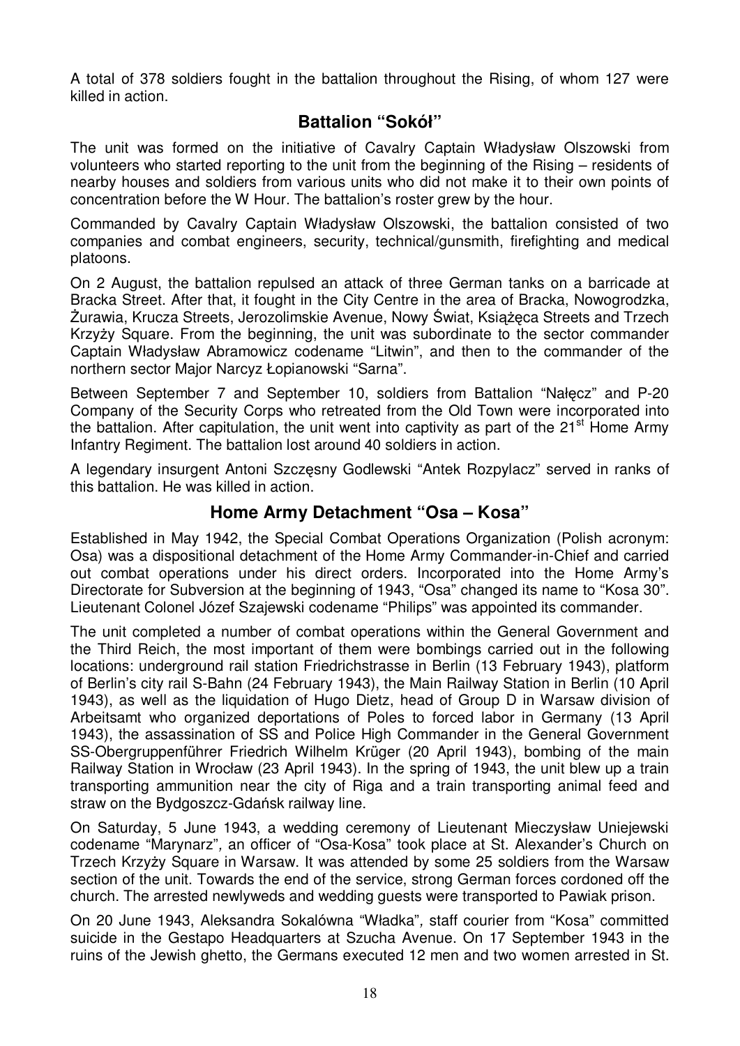A total of 378 soldiers fought in the battalion throughout the Rising, of whom 127 were killed in action.

## Battalion "Sokół"

The unit was formed on the initiative of Cavalry Captain Władysław Olszowski from volunteers who started reporting to the unit from the beginning of the Rising – residents of nearby houses and soldiers from various units who did not make it to their own points of concentration before the W Hour. The battalion's roster grew by the hour.

Commanded by Cavalry Captain Władysław Olszowski, the battalion consisted of two companies and combat engineers, security, technical/gunsmith, firefighting and medical platoons.

On 2 August, the battalion repulsed an attack of three German tanks on a barricade at Bracka Street. After that, it fought in the City Centre in the area of Bracka, Nowogrodzka, Żurawia, Krucza Streets, Jerozolimskie Avenue, Nowy Świat, Książęca Streets and Trzech Krzyży Square. From the beginning, the unit was subordinate to the sector commander Captain Władysław Abramowicz codename "Litwin", and then to the commander of the northern sector Major Narcyz Łopianowski "Sarna".

Between September 7 and September 10, soldiers from Battalion "Nałęcz" and P-20 Company of the Security Corps who retreated from the Old Town were incorporated into the battalion. After capitulation, the unit went into captivity as part of the 21st Home Army Infantry Regiment. The battalion lost around 40 soldiers in action.

A legendary insurgent Antoni Szczęsny Godlewski "Antek Rozpylacz" served in ranks of this battalion. He was killed in action.

## Home Army Detachment "Osa – Kosa"

Established in May 1942, the Special Combat Operations Organization (Polish acronym: Osa) was a dispositional detachment of the Home Army Commander-in-Chief and carried out combat operations under his direct orders. Incorporated into the Home Army's Directorate for Subversion at the beginning of 1943, "Osa" changed its name to "Kosa 30". Lieutenant Colonel Józef Szajewski codename "Philips" was appointed its commander.

The unit completed a number of combat operations within the General Government and the Third Reich, the most important of them were bombings carried out in the following locations: underground rail station Friedrichstrasse in Berlin (13 February 1943), platform of Berlin's city rail S-Bahn (24 February 1943), the Main Railway Station in Berlin (10 April 1943), as well as the liquidation of Hugo Dietz, head of Group D in Warsaw division of Arbeitsamt who organized deportations of Poles to forced labor in Germany (13 April 1943), the assassination of SS and Police High Commander in the General Government SS-Obergruppenführer Friedrich Wilhelm Krüger (20 April 1943), bombing of the main Railway Station in Wrocław (23 April 1943). In the spring of 1943, the unit blew up a train transporting ammunition near the city of Riga and a train transporting animal feed and straw on the Bydgoszcz-Gdańsk railway line.

On Saturday, 5 June 1943, a wedding ceremony of Lieutenant Mieczysław Uniejewski codename "Marynarz", an officer of "Osa-Kosa" took place at St. Alexander's Church on Trzech Krzyży Square in Warsaw. It was attended by some 25 soldiers from the Warsaw section of the unit. Towards the end of the service, strong German forces cordoned off the church. The arrested newlyweds and wedding guests were transported to Pawiak prison.

On 20 June 1943, Aleksandra Sokalówna "Władka", staff courier from "Kosa" committed suicide in the Gestapo Headquarters at Szucha Avenue. On 17 September 1943 in the ruins of the Jewish ghetto, the Germans executed 12 men and two women arrested in St.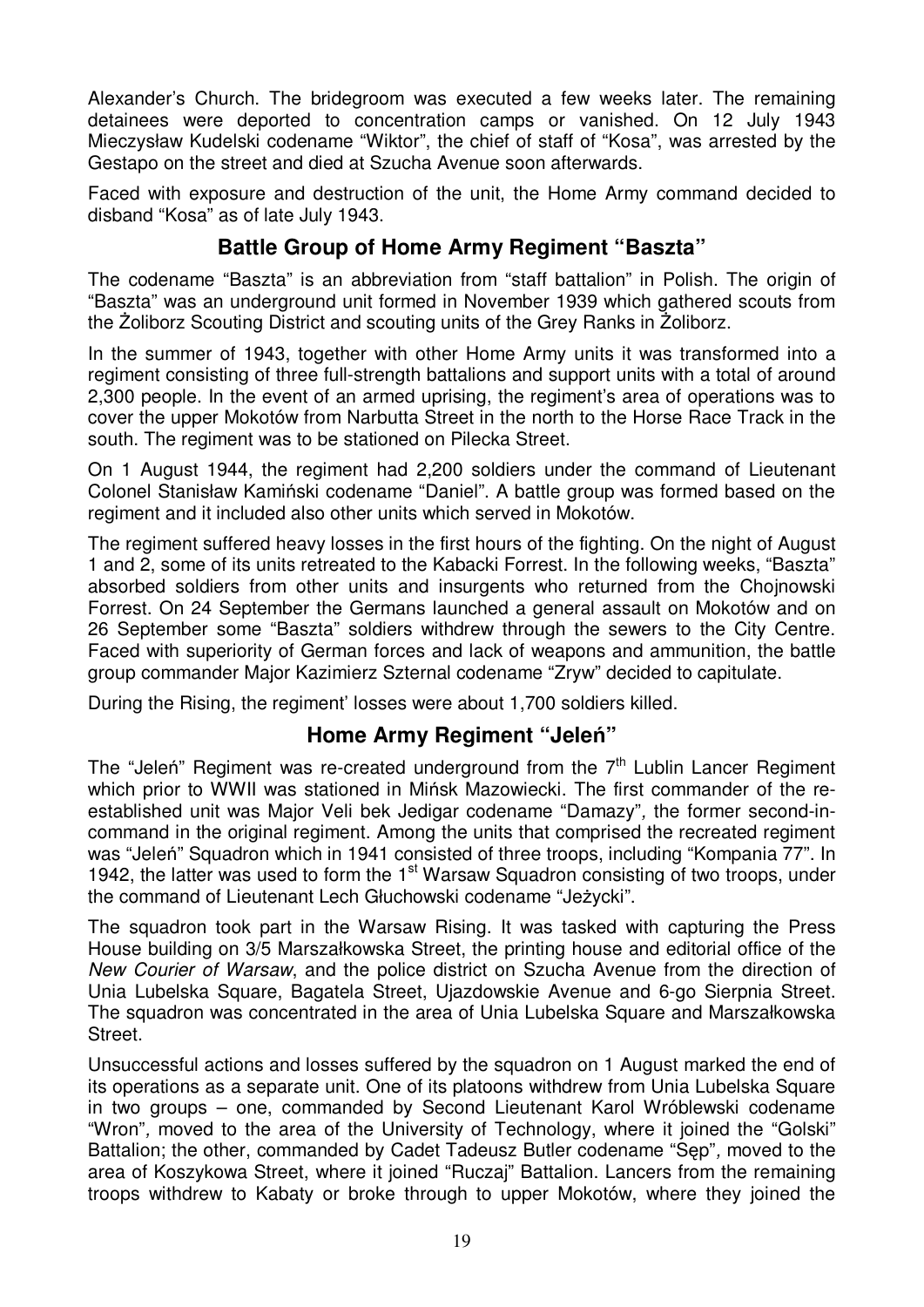Alexander's Church. The bridegroom was executed a few weeks later. The remaining detainees were deported to concentration camps or vanished. On 12 July 1943 Mieczysław Kudelski codename "Wiktor", the chief of staff of "Kosa", was arrested by the Gestapo on the street and died at Szucha Avenue soon afterwards.

Faced with exposure and destruction of the unit, the Home Army command decided to disband "Kosa" as of late July 1943.

## Battle Group of Home Army Regiment "Baszta"

The codename "Baszta" is an abbreviation from "staff battalion" in Polish. The origin of "Baszta" was an underground unit formed in November 1939 which gathered scouts from the Żoliborz Scouting District and scouting units of the Grey Ranks in Żoliborz.

In the summer of 1943, together with other Home Army units it was transformed into a regiment consisting of three full-strength battalions and support units with a total of around 2,300 people. In the event of an armed uprising, the regiment's area of operations was to cover the upper Mokotów from Narbutta Street in the north to the Horse Race Track in the south. The regiment was to be stationed on Pilecka Street.

On 1 August 1944, the regiment had 2,200 soldiers under the command of Lieutenant Colonel Stanisław Kamiński codename "Daniel". A battle group was formed based on the regiment and it included also other units which served in Mokotów.

The regiment suffered heavy losses in the first hours of the fighting. On the night of August 1 and 2, some of its units retreated to the Kabacki Forrest. In the following weeks, "Baszta" absorbed soldiers from other units and insurgents who returned from the Chojnowski Forrest. On 24 September the Germans launched a general assault on Mokotów and on 26 September some "Baszta" soldiers withdrew through the sewers to the City Centre. Faced with superiority of German forces and lack of weapons and ammunition, the battle group commander Major Kazimierz Szternal codename "Zryw" decided to capitulate.

During the Rising, the regiment' losses were about 1,700 soldiers killed.

## Home Army Regiment "Jeleń"

The "Jeleń" Regiment was re-created underground from the 7th Lublin Lancer Regiment which prior to WWII was stationed in Mińsk Mazowiecki. The first commander of the re-established unit was Major Veli bek Jedigar codename "Damazy", the former second-in-command in the original regiment. Among the units that comprised the recreated regiment was "Jeleń" Squadron which in 1941 consisted of three troops, including "Kompania 77". In 1942, the latter was used to form the 1st Warsaw Squadron consisting of two troops, under the command of Lieutenant Lech Głuchowski codename "Jeżycki".

The squadron took part in the Warsaw Rising. It was tasked with capturing the Press House building on 3/5 Marszałkowska Street, the printing house and editorial office of the *New Courier of Warsaw*, and the police district on Szucha Avenue from the direction of Unia Lubelska Square, Bagatela Street, Ujazdowskie Avenue and 6-go Sierpnia Street. The squadron was concentrated in the area of Unia Lubelska Square and Marszałkowska Street.

Unsuccessful actions and losses suffered by the squadron on 1 August marked the end of its operations as a separate unit. One of its platoons withdrew from Unia Lubelska Square in two groups – one, commanded by Second Lieutenant Karol Wróblewski codename "Wron", moved to the area of the University of Technology, where it joined the "Golski" Battalion; the other, commanded by Cadet Tadeusz Butler codename "Sęp", moved to the area of Koszykowa Street, where it joined "Ruczaj" Battalion. Lancers from the remaining troops withdrew to Kabaty or broke through to upper Mokotów, where they joined the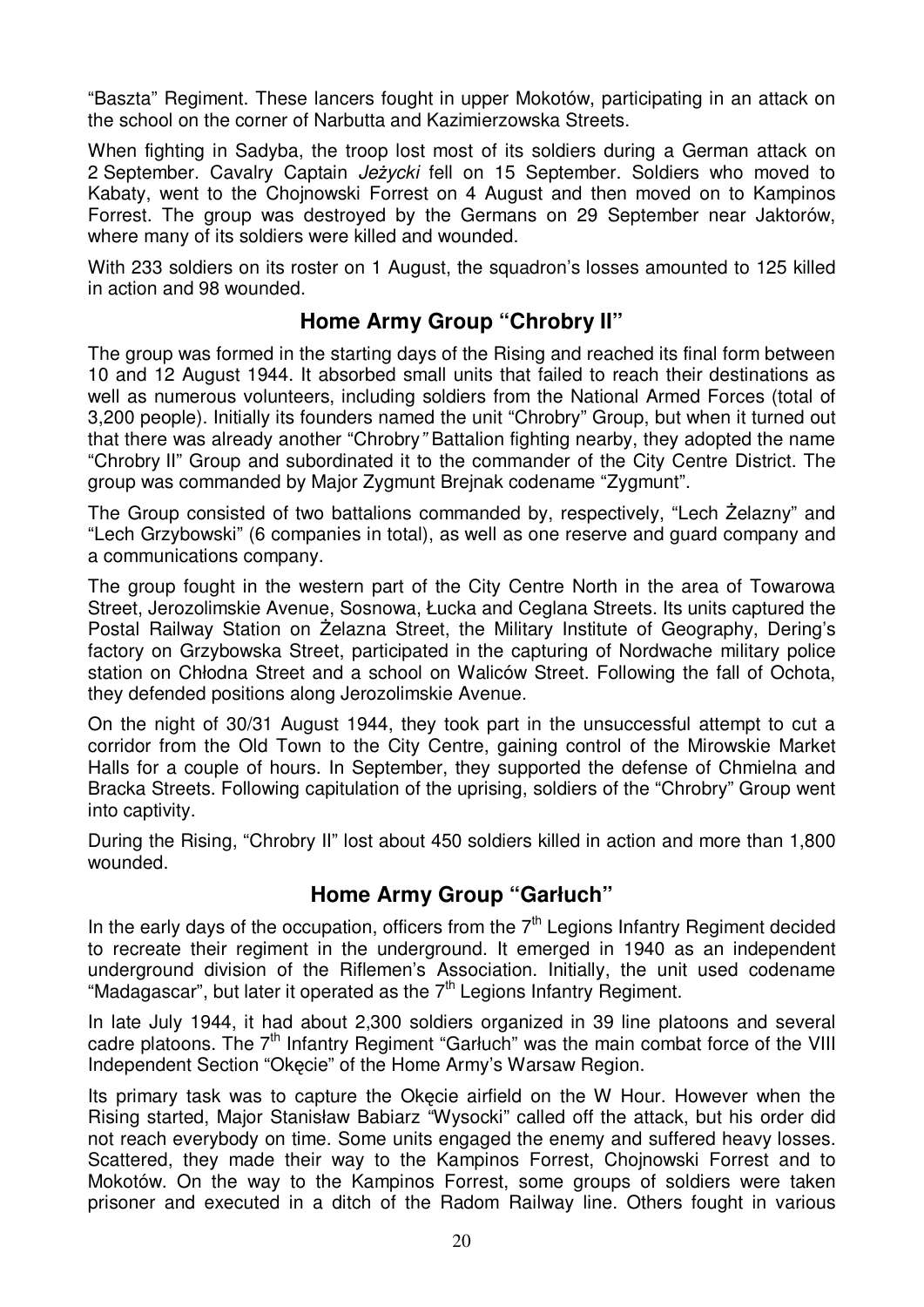"Baszta" Regiment. These lancers fought in upper Mokotów, participating in an attack on the school on the corner of Narbutta and Kazimierzowska Streets.

When fighting in Sadyba, the troop lost most of its soldiers during a German attack on 2 September. Cavalry Captain *Jeżycki* fell on 15 September. Soldiers who moved to Kabaty, went to the Chojnowski Forrest on 4 August and then moved on to Kampinos Forrest. The group was destroyed by the Germans on 29 September near Jaktorów, where many of its soldiers were killed and wounded.

With 233 soldiers on its roster on 1 August, the squadron's losses amounted to 125 killed in action and 98 wounded.

## Home Army Group "Chrobry II"

The group was formed in the starting days of the Rising and reached its final form between 10 and 12 August 1944. It absorbed small units that failed to reach their destinations as well as numerous volunteers, including soldiers from the National Armed Forces (total of 3,200 people). Initially its founders named the unit "Chrobry" Group, but when it turned out that there was already another "Chrobry" Battalion fighting nearby, they adopted the name "Chrobry II" Group and subordinated it to the commander of the City Centre District. The group was commanded by Major Zygmunt Brejnak codename "Zygmunt".

The Group consisted of two battalions commanded by, respectively, "Lech Żelazny" and "Lech Grzybowski" (6 companies in total), as well as one reserve and guard company and a communications company.

The group fought in the western part of the City Centre North in the area of Towarowa Street, Jerozolimskie Avenue, Sosnowa, Łucka and Ceglana Streets. Its units captured the Postal Railway Station on Żelazna Street, the Military Institute of Geography, Dering's factory on Grzybowska Street, participated in the capturing of Nordwache military police station on Chłodna Street and a school on Waliców Street. Following the fall of Ochota, they defended positions along Jerozolimskie Avenue.

On the night of 30/31 August 1944, they took part in the unsuccessful attempt to cut a corridor from the Old Town to the City Centre, gaining control of the Mirowskie Market Halls for a couple of hours. In September, they supported the defense of Chmielna and Bracka Streets. Following capitulation of the uprising, soldiers of the "Chrobry" Group went into captivity.

During the Rising, "Chrobry II" lost about 450 soldiers killed in action and more than 1,800 wounded.

## Home Army Group "Garłuch"

In the early days of the occupation, officers from the 7th Legions Infantry Regiment decided to recreate their regiment in the underground. It emerged in 1940 as an independent underground division of the Riflemen's Association. Initially, the unit used codename "Madagascar", but later it operated as the 7th Legions Infantry Regiment.

In late July 1944, it had about 2,300 soldiers organized in 39 line platoons and several cadre platoons. The 7th Infantry Regiment "Garłuch" was the main combat force of the VIII Independent Section "Okęcie" of the Home Army's Warsaw Region.

Its primary task was to capture the Okęcie airfield on the W Hour. However when the Rising started, Major Stanisław Babiarz "Wysocki" called off the attack, but his order did not reach everybody on time. Some units engaged the enemy and suffered heavy losses. Scattered, they made their way to the Kampinos Forrest, Chojnowski Forrest and to Mokotów. On the way to the Kampinos Forrest, some groups of soldiers were taken prisoner and executed in a ditch of the Radom Railway line. Others fought in various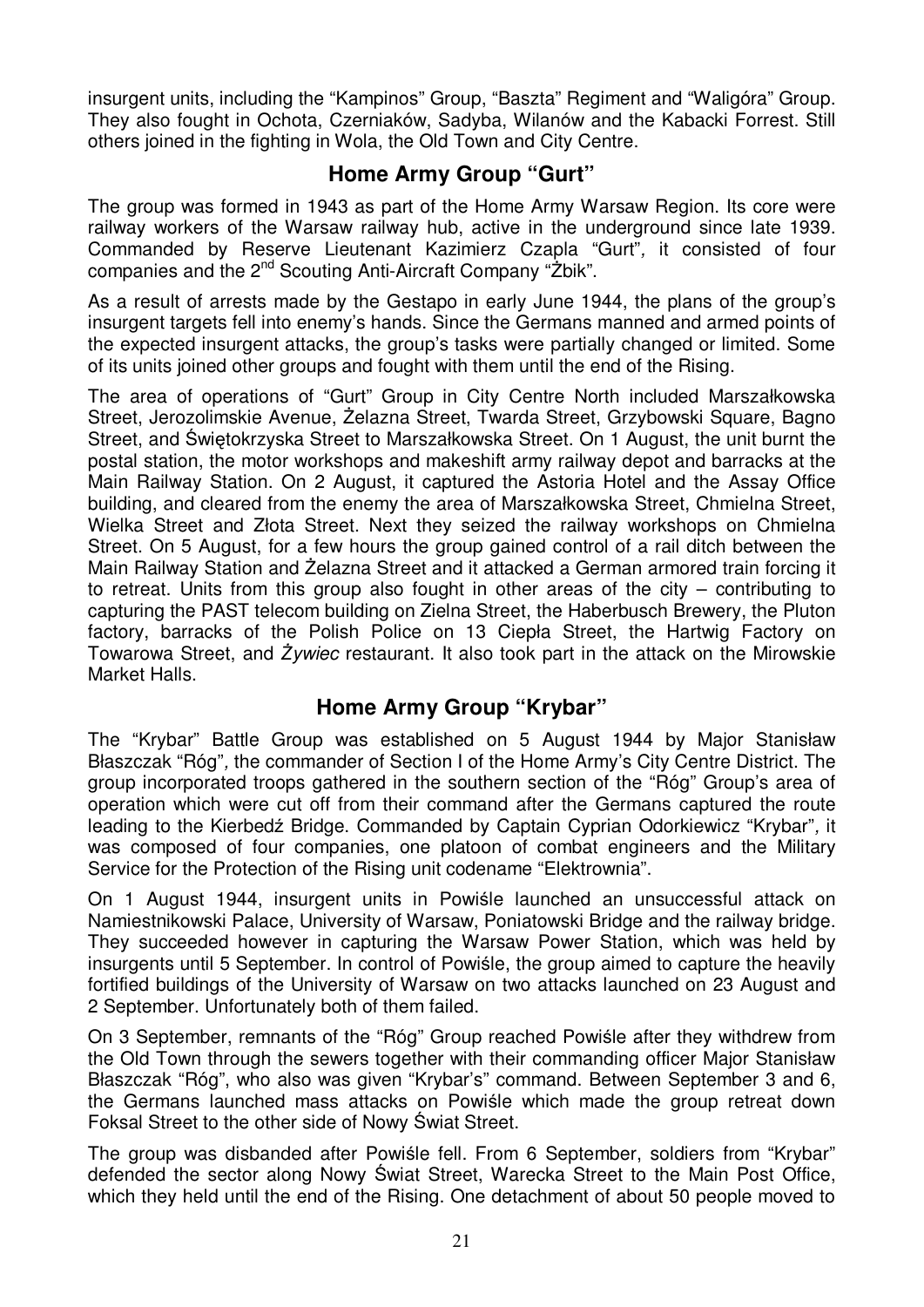insurgent units, including the "Kampinos" Group, "Baszta" Regiment and "Waligóra" Group. They also fought in Ochota, Czerniaków, Sadyba, Wilanów and the Kabacki Forrest. Still others joined in the fighting in Wola, the Old Town and City Centre.

## Home Army Group "Gurt"

The group was formed in 1943 as part of the Home Army Warsaw Region. Its core were railway workers of the Warsaw railway hub, active in the underground since late 1939. Commanded by Reserve Lieutenant Kazimierz Czapla "Gurt", it consisted of four companies and the 2nd Scouting Anti-Aircraft Company "Żbik".

As a result of arrests made by the Gestapo in early June 1944, the plans of the group's insurgent targets fell into enemy's hands. Since the Germans manned and armed points of the expected insurgent attacks, the group's tasks were partially changed or limited. Some of its units joined other groups and fought with them until the end of the Rising.

The area of operations of "Gurt" Group in City Centre North included Marszałkowska Street, Jerozolimskie Avenue, Żelazna Street, Twarda Street, Grzybowski Square, Bagno Street, and Świętokrzyska Street to Marszałkowska Street. On 1 August, the unit burnt the postal station, the motor workshops and makeshift army railway depot and barracks at the Main Railway Station. On 2 August, it captured the Astoria Hotel and the Assay Office building, and cleared from the enemy the area of Marszałkowska Street, Chmielna Street, Wielka Street and Złota Street. Next they seized the railway workshops on Chmielna Street. On 5 August, for a few hours the group gained control of a rail ditch between the Main Railway Station and Żelazna Street and it attacked a German armored train forcing it to retreat. Units from this group also fought in other areas of the city – contributing to capturing the PAST telecom building on Zielna Street, the Haberbusch Brewery, the Pluton factory, barracks of the Polish Police on 13 Ciepła Street, the Hartwig Factory on Towarowa Street, and *Żywiec* restaurant. It also took part in the attack on the Mirowskie Market Halls.

## Home Army Group "Krybar"

The "Krybar" Battle Group was established on 5 August 1944 by Major Stanisław Błaszczak "Róg", the commander of Section I of the Home Army's City Centre District. The group incorporated troops gathered in the southern section of the "Róg" Group's area of operation which were cut off from their command after the Germans captured the route leading to the Kierbedź Bridge. Commanded by Captain Cyprian Odorkiewicz "Krybar", it was composed of four companies, one platoon of combat engineers and the Military Service for the Protection of the Rising unit codename "Elektrownia".

On 1 August 1944, insurgent units in Powiśle launched an unsuccessful attack on Namiestnikowski Palace, University of Warsaw, Poniatowski Bridge and the railway bridge. They succeeded however in capturing the Warsaw Power Station, which was held by insurgents until 5 September. In control of Powiśle, the group aimed to capture the heavily fortified buildings of the University of Warsaw on two attacks launched on 23 August and 2 September. Unfortunately both of them failed.

On 3 September, remnants of the "Róg" Group reached Powiśle after they withdrew from the Old Town through the sewers together with their commanding officer Major Stanisław Błaszczak "Róg", who also was given "Krybar's" command. Between September 3 and 6, the Germans launched mass attacks on Powiśle which made the group retreat down Foksal Street to the other side of Nowy Świat Street.

The group was disbanded after Powiśle fell. From 6 September, soldiers from "Krybar" defended the sector along Nowy Świat Street, Warecka Street to the Main Post Office, which they held until the end of the Rising. One detachment of about 50 people moved to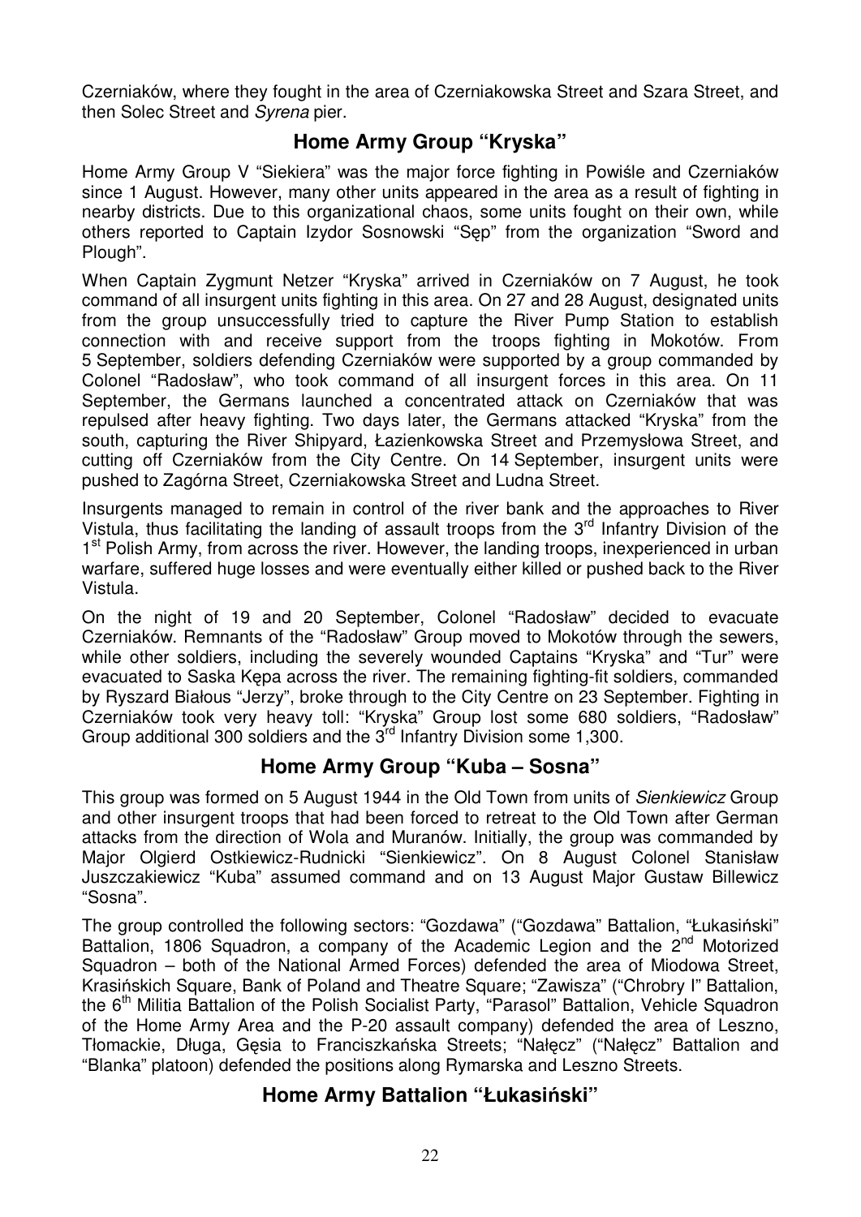Czerniaków, where they fought in the area of Czerniakowska Street and Szara Street, and then Solec Street and *Syrena* pier.

## Home Army Group "Kryska"

Home Army Group V "Siekiera" was the major force fighting in Powiśle and Czerniaków since 1 August. However, many other units appeared in the area as a result of fighting in nearby districts. Due to this organizational chaos, some units fought on their own, while others reported to Captain Izydor Sosnowski "Sęp" from the organization "Sword and Plough".

When Captain Zygmunt Netzer "Kryska" arrived in Czerniaków on 7 August, he took command of all insurgent units fighting in this area. On 27 and 28 August, designated units from the group unsuccessfully tried to capture the River Pump Station to establish connection with and receive support from the troops fighting in Mokotów. From 5 September, soldiers defending Czerniaków were supported by a group commanded by Colonel "Radosław", who took command of all insurgent forces in this area. On 11 September, the Germans launched a concentrated attack on Czerniaków that was repulsed after heavy fighting. Two days later, the Germans attacked "Kryska" from the south, capturing the River Shipyard, Łazienkowska Street and Przemysłowa Street, and cutting off Czerniaków from the City Centre. On 14 September, insurgent units were pushed to Zagórna Street, Czerniakowska Street and Ludna Street.

Insurgents managed to remain in control of the river bank and the approaches to River Vistula, thus facilitating the landing of assault troops from the 3rd Infantry Division of the 1st Polish Army, from across the river. However, the landing troops, inexperienced in urban warfare, suffered huge losses and were eventually either killed or pushed back to the River Vistula.

On the night of 19 and 20 September, Colonel "Radosław" decided to evacuate Czerniaków. Remnants of the "Radosław" Group moved to Mokotów through the sewers, while other soldiers, including the severely wounded Captains "Kryska" and "Tur" were evacuated to Saska Kępa across the river. The remaining fighting-fit soldiers, commanded by Ryszard Białous "Jerzy", broke through to the City Centre on 23 September. Fighting in Czerniaków took very heavy toll: "Kryska" Group lost some 680 soldiers, "Radosław" Group additional 300 soldiers and the 3rd Infantry Division some 1,300.

## Home Army Group "Kuba – Sosna"

This group was formed on 5 August 1944 in the Old Town from units of *Sienkiewicz* Group and other insurgent troops that had been forced to retreat to the Old Town after German attacks from the direction of Wola and Muranów. Initially, the group was commanded by Major Olgierd Ostkiewicz-Rudnicki "Sienkiewicz". On 8 August Colonel Stanisław Juszczakiewicz "Kuba" assumed command and on 13 August Major Gustaw Billewicz "Sosna".

The group controlled the following sectors: "Gozdawa" ("Gozdawa" Battalion, "Łukasiński" Battalion, 1806 Squadron, a company of the Academic Legion and the 2nd Motorized Squadron – both of the National Armed Forces) defended the area of Miodowa Street, Krasińskich Square, Bank of Poland and Theatre Square; "Zawisza" ("Chrobry I" Battalion, the 6th Militia Battalion of the Polish Socialist Party, "Parasol" Battalion, Vehicle Squadron of the Home Army Area and the P-20 assault company) defended the area of Leszno, Tłomackie, Długa, Gęsia to Franciszkańska Streets; "Nałęcz" ("Nałęcz" Battalion and "Blanka" platoon) defended the positions along Rymarska and Leszno Streets.

## Home Army Battalion "Łukasiński"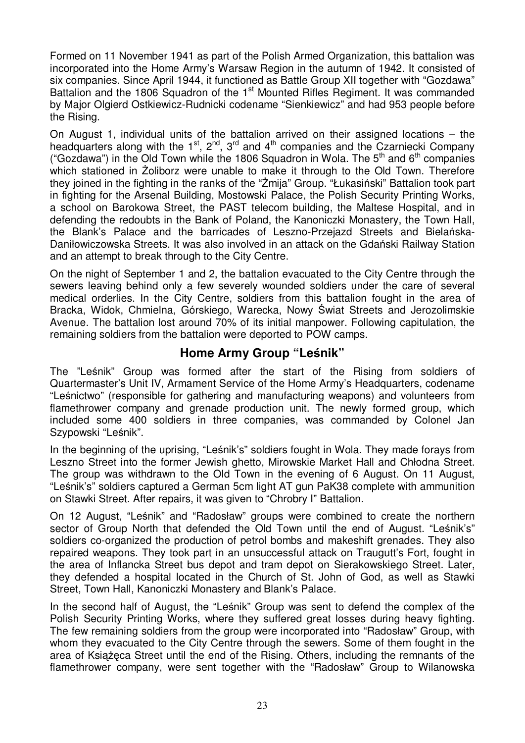Formed on 11 November 1941 as part of the Polish Armed Organization, this battalion was incorporated into the Home Army's Warsaw Region in the autumn of 1942. It consisted of six companies. Since April 1944, it functioned as Battle Group XII together with "Gozdawa" Battalion and the 1806 Squadron of the 1st Mounted Rifles Regiment. It was commanded by Major Olgierd Ostkiewicz-Rudnicki codename "Sienkiewicz" and had 953 people before the Rising.

On August 1, individual units of the battalion arrived on their assigned locations – the headquarters along with the 1st, 2nd, 3rd and 4th companies and the Czarniecki Company ("Gozdawa") in the Old Town while the 1806 Squadron in Wola. The 5th and 6th companies which stationed in Żoliborz were unable to make it through to the Old Town. Therefore they joined in the fighting in the ranks of the "Żmija" Group. "Łukasiński" Battalion took part in fighting for the Arsenal Building, Mostowski Palace, the Polish Security Printing Works, a school on Barokowa Street, the PAST telecom building, the Maltese Hospital, and in defending the redoubts in the Bank of Poland, the Kanoniczki Monastery, the Town Hall, the Blank's Palace and the barricades of Leszno-Przejazd Streets and Bielańska-Daniłowiczowska Streets. It was also involved in an attack on the Gdański Railway Station and an attempt to break through to the City Centre.

On the night of September 1 and 2, the battalion evacuated to the City Centre through the sewers leaving behind only a few severely wounded soldiers under the care of several medical orderlies. In the City Centre, soldiers from this battalion fought in the area of Bracka, Widok, Chmielna, Górskiego, Warecka, Nowy Świat Streets and Jerozolimskie Avenue. The battalion lost around 70% of its initial manpower. Following capitulation, the remaining soldiers from the battalion were deported to POW camps.

## Home Army Group "Leśnik"

The "Leśnik" Group was formed after the start of the Rising from soldiers of Quartermaster's Unit IV, Armament Service of the Home Army's Headquarters, codename "Leśnictwo" (responsible for gathering and manufacturing weapons) and volunteers from flamethrower company and grenade production unit. The newly formed group, which included some 400 soldiers in three companies, was commanded by Colonel Jan Szypowski "Leśnik".

In the beginning of the uprising, "Leśnik's" soldiers fought in Wola. They made forays from Leszno Street into the former Jewish ghetto, Mirowskie Market Hall and Chłodna Street. The group was withdrawn to the Old Town in the evening of 6 August. On 11 August, "Leśnik's" soldiers captured a German 5cm light AT gun PaK38 complete with ammunition on Stawki Street. After repairs, it was given to "Chrobry I" Battalion.

On 12 August, "Leśnik" and "Radosław" groups were combined to create the northern sector of Group North that defended the Old Town until the end of August. "Leśnik's" soldiers co-organized the production of petrol bombs and makeshift grenades. They also repaired weapons. They took part in an unsuccessful attack on Traugutt's Fort, fought in the area of Inflancka Street bus depot and tram depot on Sierakowskiego Street. Later, they defended a hospital located in the Church of St. John of God, as well as Stawki Street, Town Hall, Kanoniczki Monastery and Blank's Palace.

In the second half of August, the "Leśnik" Group was sent to defend the complex of the Polish Security Printing Works, where they suffered great losses during heavy fighting. The few remaining soldiers from the group were incorporated into "Radosław" Group, with whom they evacuated to the City Centre through the sewers. Some of them fought in the area of Książęca Street until the end of the Rising. Others, including the remnants of the flamethrower company, were sent together with the "Radosław" Group to Wilanowska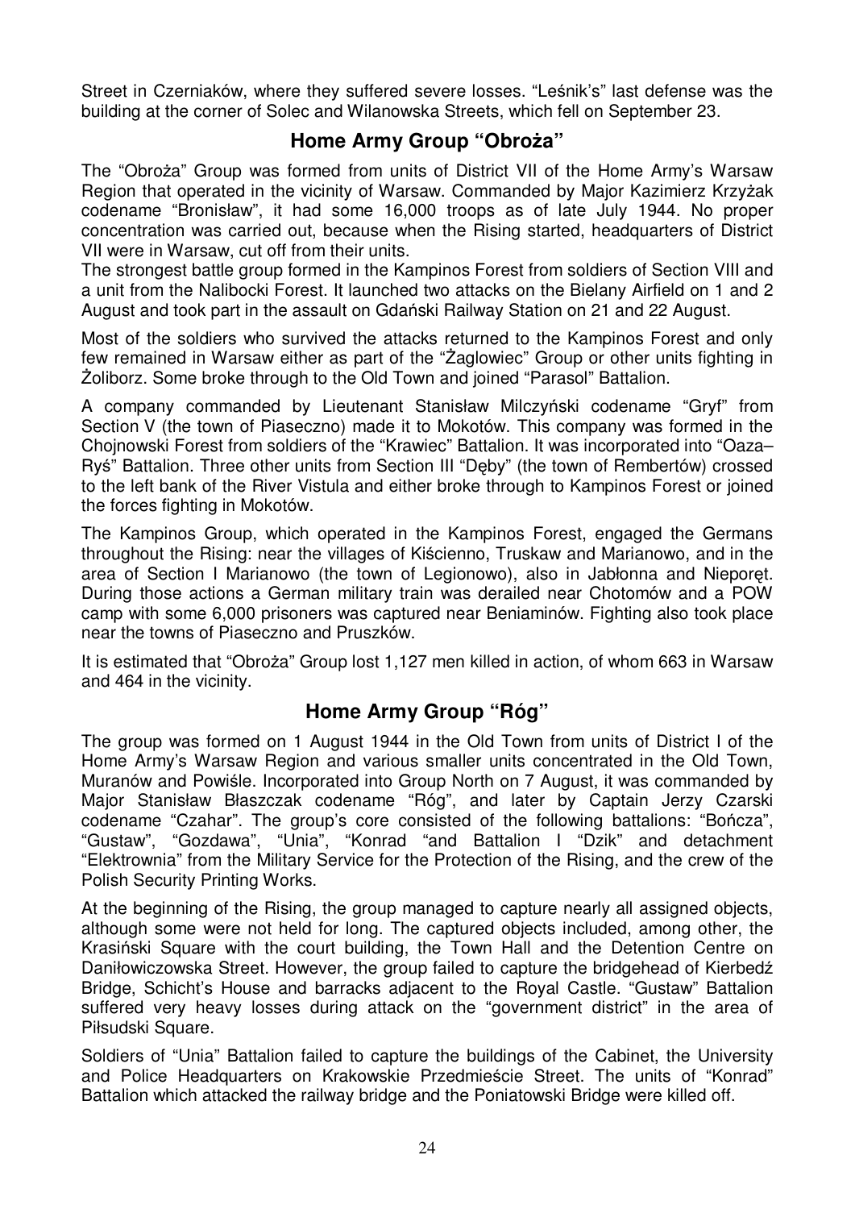Street in Czerniaków, where they suffered severe losses. "Leśnik's" last defense was the building at the corner of Solec and Wilanowska Streets, which fell on September 23.

## Home Army Group "Obroża"

The "Obroża" Group was formed from units of District VII of the Home Army's Warsaw Region that operated in the vicinity of Warsaw. Commanded by Major Kazimierz Krzyżak codename "Bronisław", it had some 16,000 troops as of late July 1944. No proper concentration was carried out, because when the Rising started, headquarters of District VII were in Warsaw, cut off from their units.
The strongest battle group formed in the Kampinos Forest from soldiers of Section VIII and a unit from the Nalibocki Forest. It launched two attacks on the Bielany Airfield on 1 and 2 August and took part in the assault on Gdański Railway Station on 21 and 22 August.

Most of the soldiers who survived the attacks returned to the Kampinos Forest and only few remained in Warsaw either as part of the "Żaglowiec" Group or other units fighting in Żoliborz. Some broke through to the Old Town and joined "Parasol" Battalion.

A company commanded by Lieutenant Stanisław Milczyński codename "Gryf" from Section V (the town of Piaseczno) made it to Mokotów. This company was formed in the Chojnowski Forest from soldiers of the "Krawiec" Battalion. It was incorporated into "Oaza–Ryś" Battalion. Three other units from Section III "Dęby" (the town of Rembertów) crossed to the left bank of the River Vistula and either broke through to Kampinos Forest or joined the forces fighting in Mokotów.

The Kampinos Group, which operated in the Kampinos Forest, engaged the Germans throughout the Rising: near the villages of Kiścienno, Truskaw and Marianowo, and in the area of Section I Marianowo (the town of Legionowo), also in Jabłonna and Nieporęt. During those actions a German military train was derailed near Chotomów and a POW camp with some 6,000 prisoners was captured near Beniaminów. Fighting also took place near the towns of Piaseczno and Pruszków.

It is estimated that "Obroża" Group lost 1,127 men killed in action, of whom 663 in Warsaw and 464 in the vicinity.

## Home Army Group "Róg"

The group was formed on 1 August 1944 in the Old Town from units of District I of the Home Army's Warsaw Region and various smaller units concentrated in the Old Town, Muranów and Powiśle. Incorporated into Group North on 7 August, it was commanded by Major Stanisław Błaszczak codename "Róg", and later by Captain Jerzy Czarski codename "Czahar". The group's core consisted of the following battalions: "Bończa", "Gustaw", "Gozdawa", "Unia", "Konrad "and Battalion I "Dzik" and detachment "Elektrownia" from the Military Service for the Protection of the Rising, and the crew of the Polish Security Printing Works.

At the beginning of the Rising, the group managed to capture nearly all assigned objects, although some were not held for long. The captured objects included, among other, the Krasiński Square with the court building, the Town Hall and the Detention Centre on Daniłowiczowska Street. However, the group failed to capture the bridgehead of Kierbedź Bridge, Schicht's House and barracks adjacent to the Royal Castle. "Gustaw" Battalion suffered very heavy losses during attack on the "government district" in the area of Piłsudski Square.

Soldiers of "Unia" Battalion failed to capture the buildings of the Cabinet, the University and Police Headquarters on Krakowskie Przedmieście Street. The units of "Konrad" Battalion which attacked the railway bridge and the Poniatowski Bridge were killed off.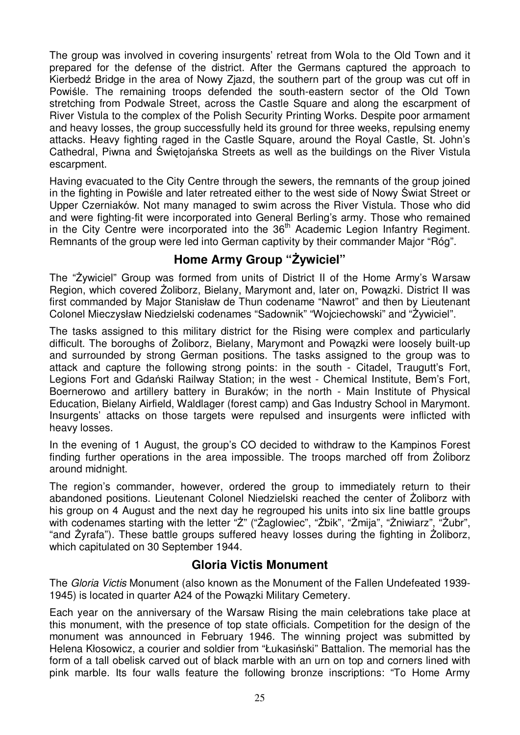The group was involved in covering insurgents' retreat from Wola to the Old Town and it prepared for the defense of the district. After the Germans captured the approach to Kierbedź Bridge in the area of Nowy Zjazd, the southern part of the group was cut off in Powiśle. The remaining troops defended the south-eastern sector of the Old Town stretching from Podwale Street, across the Castle Square and along the escarpment of River Vistula to the complex of the Polish Security Printing Works. Despite poor armament and heavy losses, the group successfully held its ground for three weeks, repulsing enemy attacks. Heavy fighting raged in the Castle Square, around the Royal Castle, St. John's Cathedral, Piwna and Świętojańska Streets as well as the buildings on the River Vistula escarpment.

Having evacuated to the City Centre through the sewers, the remnants of the group joined in the fighting in Powiśle and later retreated either to the west side of Nowy Świat Street or Upper Czerniaków. Not many managed to swim across the River Vistula. Those who did and were fighting-fit were incorporated into General Berling's army. Those who remained in the City Centre were incorporated into the 36th Academic Legion Infantry Regiment. Remnants of the group were led into German captivity by their commander Major "Róg".

## Home Army Group "Żywiciel"

The "Żywiciel" Group was formed from units of District II of the Home Army's Warsaw Region, which covered Żoliborz, Bielany, Marymont and, later on, Powązki. District II was first commanded by Major Stanisław de Thun codename "Nawrot" and then by Lieutenant Colonel Mieczysław Niedzielski codenames "Sadownik" "Wojciechowski" and "Żywiciel".

The tasks assigned to this military district for the Rising were complex and particularly difficult. The boroughs of Żoliborz, Bielany, Marymont and Powązki were loosely built-up and surrounded by strong German positions. The tasks assigned to the group was to attack and capture the following strong points: in the south - Citadel, Traugutt's Fort, Legions Fort and Gdański Railway Station; in the west - Chemical Institute, Bem's Fort, Boernerowo and artillery battery in Buraków; in the north - Main Institute of Physical Education, Bielany Airfield, Waldlager (forest camp) and Gas Industry School in Marymont. Insurgents' attacks on those targets were repulsed and insurgents were inflicted with heavy losses.

In the evening of 1 August, the group's CO decided to withdraw to the Kampinos Forest finding further operations in the area impossible. The troops marched off from Żoliborz around midnight.

The region's commander, however, ordered the group to immediately return to their abandoned positions. Lieutenant Colonel Niedzielski reached the center of Żoliborz with his group on 4 August and the next day he regrouped his units into six line battle groups with codenames starting with the letter "Ż" ("Żaglowiec", "Żbik", "Żmija", "Żniwiarz", "Żubr", "and Żyrafa"). These battle groups suffered heavy losses during the fighting in Żoliborz, which capitulated on 30 September 1944.

## Gloria Victis Monument

The *Gloria Victis* Monument (also known as the Monument of the Fallen Undefeated 1939-1945) is located in quarter A24 of the Powązki Military Cemetery.

Each year on the anniversary of the Warsaw Rising the main celebrations take place at this monument, with the presence of top state officials. Competition for the design of the monument was announced in February 1946. The winning project was submitted by Helena Kłosowicz, a courier and soldier from "Łukasiński" Battalion. The memorial has the form of a tall obelisk carved out of black marble with an urn on top and corners lined with pink marble. Its four walls feature the following bronze inscriptions: "To Home Army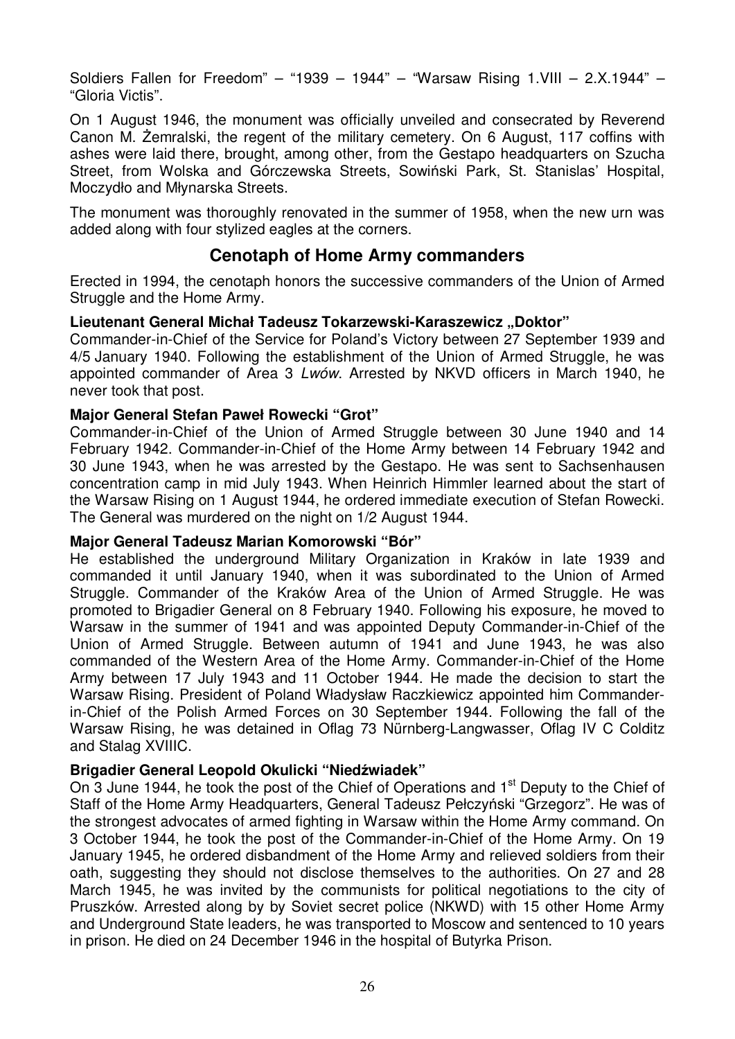Soldiers Fallen for Freedom" – "1939 – 1944" – "Warsaw Rising 1.VIII – 2.X.1944" – "Gloria Victis".

On 1 August 1946, the monument was officially unveiled and consecrated by Reverend Canon M. Żemralski, the regent of the military cemetery. On 6 August, 117 coffins with ashes were laid there, brought, among other, from the Gestapo headquarters on Szucha Street, from Wolska and Górczewska Streets, Sowiński Park, St. Stanislas' Hospital, Moczydło and Młynarska Streets.

The monument was thoroughly renovated in the summer of 1958, when the new urn was added along with four stylized eagles at the corners.

## Cenotaph of Home Army commanders

Erected in 1994, the cenotaph honors the successive commanders of the Union of Armed Struggle and the Home Army.

**Lieutenant General Michał Tadeusz Tokarzewski-Karaszewicz „Doktor"**
Commander-in-Chief of the Service for Poland's Victory between 27 September 1939 and 4/5 January 1940. Following the establishment of the Union of Armed Struggle, he was appointed commander of Area 3 *Lwów*. Arrested by NKVD officers in March 1940, he never took that post.

**Major General Stefan Paweł Rowecki "Grot"**
Commander-in-Chief of the Union of Armed Struggle between 30 June 1940 and 14 February 1942. Commander-in-Chief of the Home Army between 14 February 1942 and 30 June 1943, when he was arrested by the Gestapo. He was sent to Sachsenhausen concentration camp in mid July 1943. When Heinrich Himmler learned about the start of the Warsaw Rising on 1 August 1944, he ordered immediate execution of Stefan Rowecki. The General was murdered on the night on 1/2 August 1944.

**Major General Tadeusz Marian Komorowski "Bór"**
He established the underground Military Organization in Kraków in late 1939 and commanded it until January 1940, when it was subordinated to the Union of Armed Struggle. Commander of the Kraków Area of the Union of Armed Struggle. He was promoted to Brigadier General on 8 February 1940. Following his exposure, he moved to Warsaw in the summer of 1941 and was appointed Deputy Commander-in-Chief of the Union of Armed Struggle. Between autumn of 1941 and June 1943, he was also commanded of the Western Area of the Home Army. Commander-in-Chief of the Home Army between 17 July 1943 and 11 October 1944. He made the decision to start the Warsaw Rising. President of Poland Władysław Raczkiewicz appointed him Commander-in-Chief of the Polish Armed Forces on 30 September 1944. Following the fall of the Warsaw Rising, he was detained in Oflag 73 Nürnberg-Langwasser, Oflag IV C Colditz and Stalag XVIIIC.

**Brigadier General Leopold Okulicki "Niedźwiadek"**
On 3 June 1944, he took the post of the Chief of Operations and 1st Deputy to the Chief of Staff of the Home Army Headquarters, General Tadeusz Pełczyński "Grzegorz". He was of the strongest advocates of armed fighting in Warsaw within the Home Army command. On 3 October 1944, he took the post of the Commander-in-Chief of the Home Army. On 19 January 1945, he ordered disbandment of the Home Army and relieved soldiers from their oath, suggesting they should not disclose themselves to the authorities. On 27 and 28 March 1945, he was invited by the communists for political negotiations to the city of Pruszków. Arrested along by by Soviet secret police (NKWD) with 15 other Home Army and Underground State leaders, he was transported to Moscow and sentenced to 10 years in prison. He died on 24 December 1946 in the hospital of Butyrka Prison.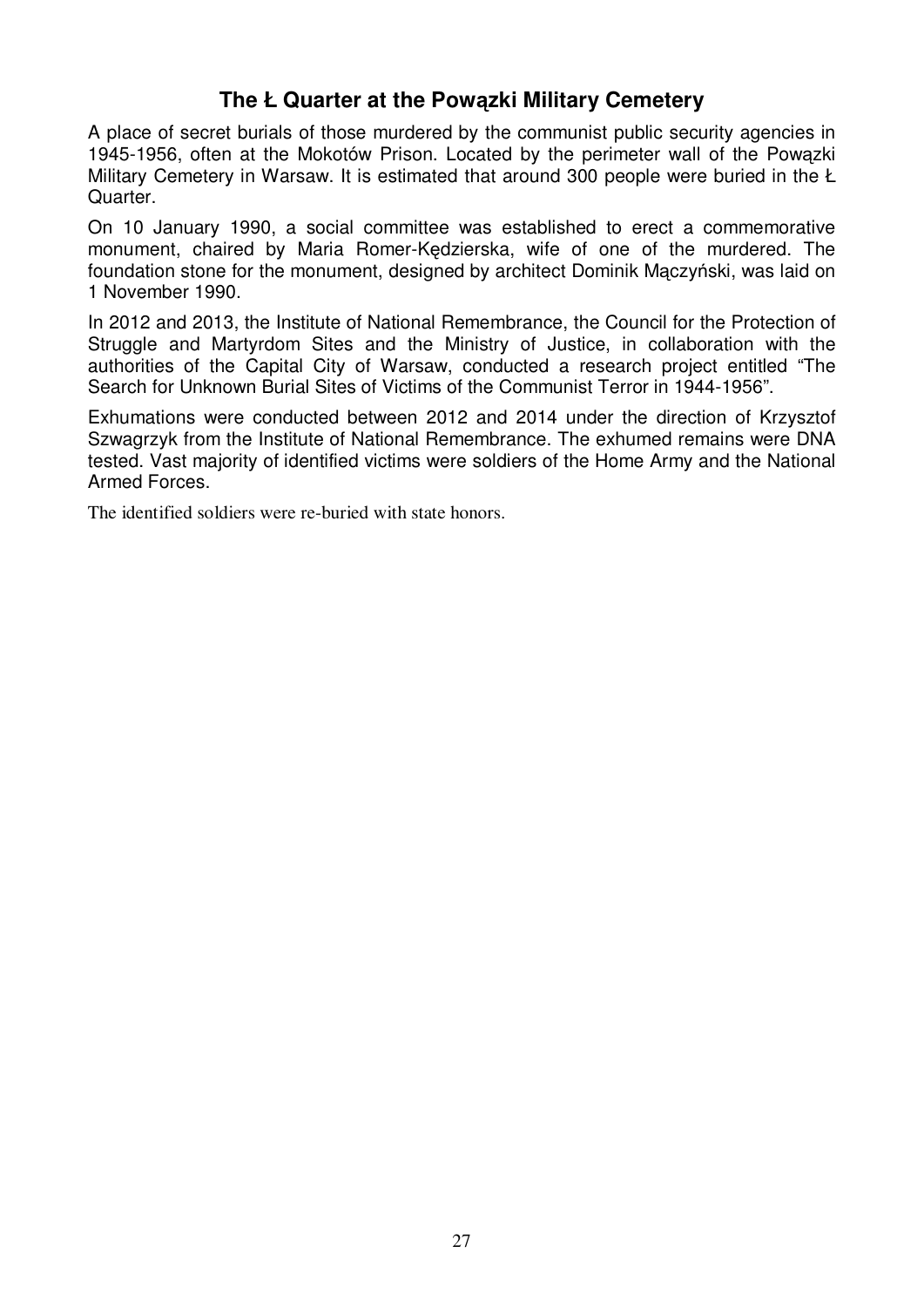## The Ł Quarter at the Powązki Military Cemetery

A place of secret burials of those murdered by the communist public security agencies in 1945-1956, often at the Mokotów Prison. Located by the perimeter wall of the Powązki Military Cemetery in Warsaw. It is estimated that around 300 people were buried in the Ł Quarter.

On 10 January 1990, a social committee was established to erect a commemorative monument, chaired by Maria Romer-Kędzierska, wife of one of the murdered. The foundation stone for the monument, designed by architect Dominik Mączyński, was laid on 1 November 1990.

In 2012 and 2013, the Institute of National Remembrance, the Council for the Protection of Struggle and Martyrdom Sites and the Ministry of Justice, in collaboration with the authorities of the Capital City of Warsaw, conducted a research project entitled "The Search for Unknown Burial Sites of Victims of the Communist Terror in 1944-1956".

Exhumations were conducted between 2012 and 2014 under the direction of Krzysztof Szwagrzyk from the Institute of National Remembrance. The exhumed remains were DNA tested. Vast majority of identified victims were soldiers of the Home Army and the National Armed Forces.

The identified soldiers were re-buried with state honors.